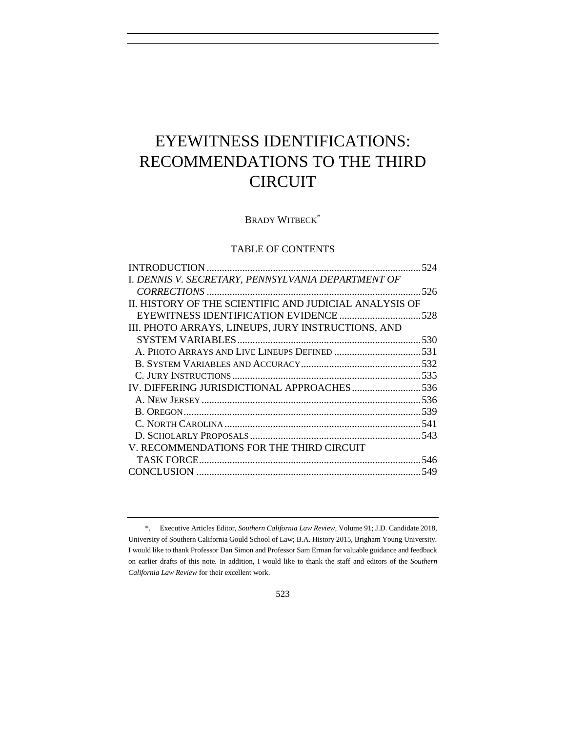# EYEWITNESS IDENTIFICATIONS: RECOMMENDATIONS TO THE THIRD CIRCUIT

BRADY WITBECK[*]

TABLE OF CONTENTS

INTRODUCTION .......... 524
I. *DENNIS V. SECRETARY, PENNSYLVANIA DEPARTMENT OF CORRECTIONS* .......... 526
II. HISTORY OF THE SCIENTIFIC AND JUDICIAL ANALYSIS OF EYEWITNESS IDENTIFICATION EVIDENCE .......... 528
III. PHOTO ARRAYS, LINEUPS, JURY INSTRUCTIONS, AND SYSTEM VARIABLES .......... 530
  A. PHOTO ARRAYS AND LIVE LINEUPS DEFINED .......... 531
  B. SYSTEM VARIABLES AND ACCURACY .......... 532
  C. JURY INSTRUCTIONS .......... 535
IV. DIFFERING JURISDICTIONAL APPROACHES .......... 536
  A. NEW JERSEY .......... 536
  B. OREGON .......... 539
  C. NORTH CAROLINA .......... 541
  D. SCHOLARLY PROPOSALS .......... 543
V. RECOMMENDATIONS FOR THE THIRD CIRCUIT TASK FORCE .......... 546
CONCLUSION .......... 549

---

\*. Executive Articles Editor, *Southern California Law Review*, Volume 91; J.D. Candidate 2018, University of Southern California Gould School of Law; B.A. History 2015, Brigham Young University. I would like to thank Professor Dan Simon and Professor Sam Erman for valuable guidance and feedback on earlier drafts of this note. In addition, I would like to thank the staff and editors of the *Southern California Law Review* for their excellent work.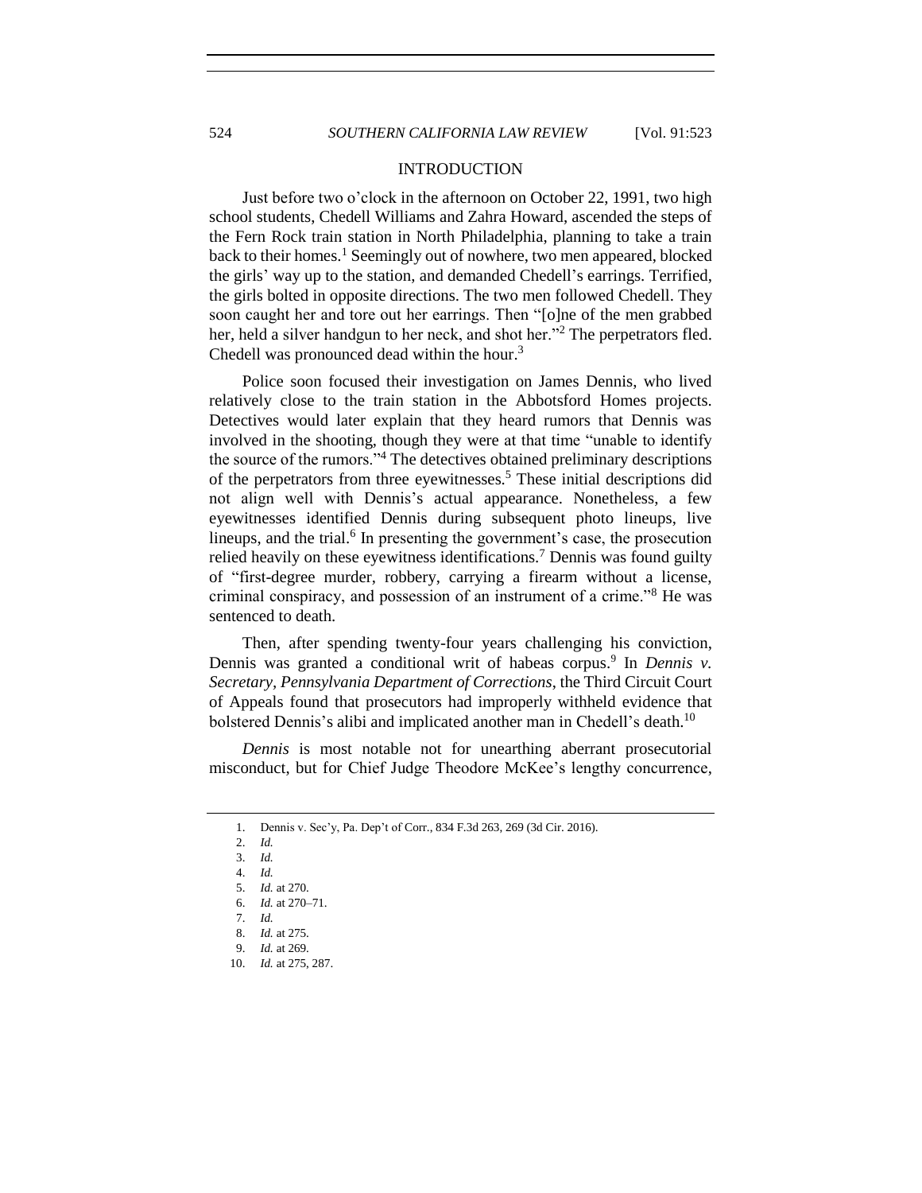## INTRODUCTION

Just before two o'clock in the afternoon on October 22, 1991, two high school students, Chedell Williams and Zahra Howard, ascended the steps of the Fern Rock train station in North Philadelphia, planning to take a train back to their homes.[1] Seemingly out of nowhere, two men appeared, blocked the girls' way up to the station, and demanded Chedell's earrings. Terrified, the girls bolted in opposite directions. The two men followed Chedell. They soon caught her and tore out her earrings. Then "[o]ne of the men grabbed her, held a silver handgun to her neck, and shot her."[2] The perpetrators fled. Chedell was pronounced dead within the hour.[3]

Police soon focused their investigation on James Dennis, who lived relatively close to the train station in the Abbotsford Homes projects. Detectives would later explain that they heard rumors that Dennis was involved in the shooting, though they were at that time "unable to identify the source of the rumors."[4] The detectives obtained preliminary descriptions of the perpetrators from three eyewitnesses.[5] These initial descriptions did not align well with Dennis's actual appearance. Nonetheless, a few eyewitnesses identified Dennis during subsequent photo lineups, live lineups, and the trial.[6] In presenting the government's case, the prosecution relied heavily on these eyewitness identifications.[7] Dennis was found guilty of "first-degree murder, robbery, carrying a firearm without a license, criminal conspiracy, and possession of an instrument of a crime."[8] He was sentenced to death.

Then, after spending twenty-four years challenging his conviction, Dennis was granted a conditional writ of habeas corpus.[9] In *Dennis v. Secretary, Pennsylvania Department of Corrections*, the Third Circuit Court of Appeals found that prosecutors had improperly withheld evidence that bolstered Dennis's alibi and implicated another man in Chedell's death.[10]

*Dennis* is most notable not for unearthing aberrant prosecutorial misconduct, but for Chief Judge Theodore McKee's lengthy concurrence,

---

1. Dennis v. Sec'y, Pa. Dep't of Corr., 834 F.3d 263, 269 (3d Cir. 2016).
2. *Id.*
3. *Id.*
4. *Id.*
5. *Id.* at 270.
6. *Id.* at 270–71.
7. *Id.*
8. *Id.* at 275.
9. *Id.* at 269.
10. *Id.* at 275, 287.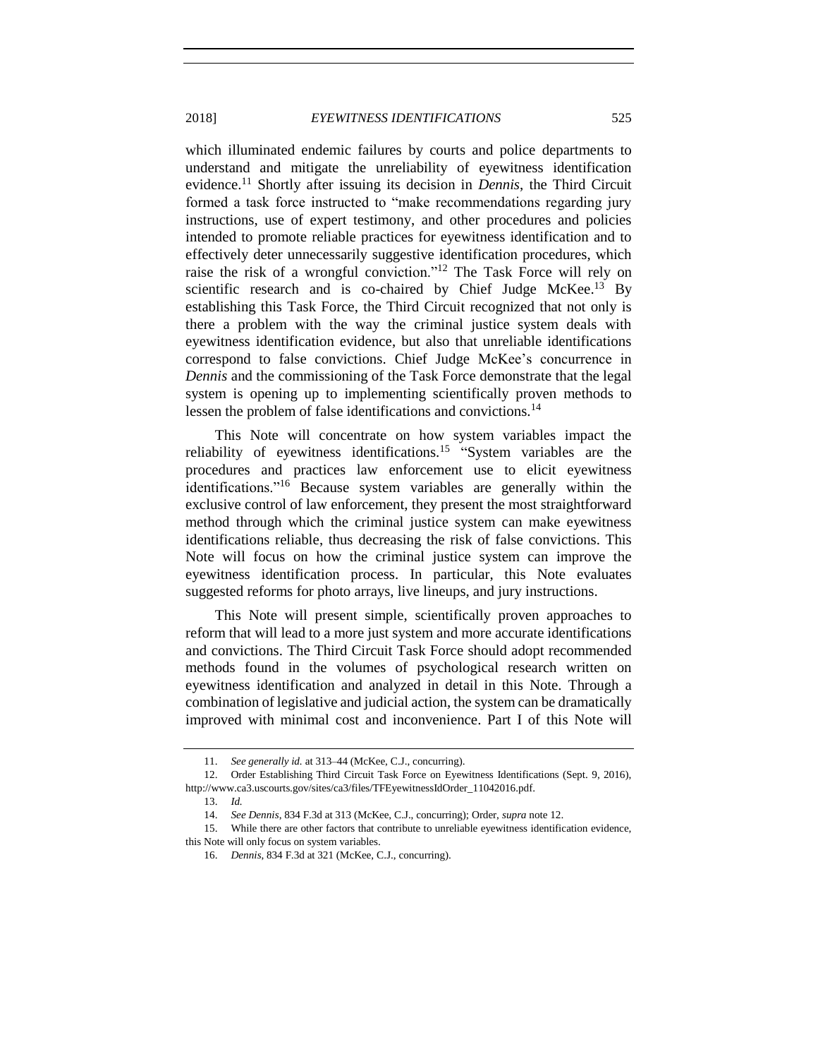which illuminated endemic failures by courts and police departments to understand and mitigate the unreliability of eyewitness identification evidence.[11] Shortly after issuing its decision in *Dennis*, the Third Circuit formed a task force instructed to "make recommendations regarding jury instructions, use of expert testimony, and other procedures and policies intended to promote reliable practices for eyewitness identification and to effectively deter unnecessarily suggestive identification procedures, which raise the risk of a wrongful conviction."[12] The Task Force will rely on scientific research and is co-chaired by Chief Judge McKee.[13] By establishing this Task Force, the Third Circuit recognized that not only is there a problem with the way the criminal justice system deals with eyewitness identification evidence, but also that unreliable identifications correspond to false convictions. Chief Judge McKee's concurrence in *Dennis* and the commissioning of the Task Force demonstrate that the legal system is opening up to implementing scientifically proven methods to lessen the problem of false identifications and convictions.[14]

This Note will concentrate on how system variables impact the reliability of eyewitness identifications.[15] "System variables are the procedures and practices law enforcement use to elicit eyewitness identifications."[16] Because system variables are generally within the exclusive control of law enforcement, they present the most straightforward method through which the criminal justice system can make eyewitness identifications reliable, thus decreasing the risk of false convictions. This Note will focus on how the criminal justice system can improve the eyewitness identification process. In particular, this Note evaluates suggested reforms for photo arrays, live lineups, and jury instructions.

This Note will present simple, scientifically proven approaches to reform that will lead to a more just system and more accurate identifications and convictions. The Third Circuit Task Force should adopt recommended methods found in the volumes of psychological research written on eyewitness identification and analyzed in detail in this Note. Through a combination of legislative and judicial action, the system can be dramatically improved with minimal cost and inconvenience. Part I of this Note will

---

11. *See generally id.* at 313–44 (McKee, C.J., concurring).

12. Order Establishing Third Circuit Task Force on Eyewitness Identifications (Sept. 9, 2016), http://www.ca3.uscourts.gov/sites/ca3/files/TFEyewitnessIdOrder_11042016.pdf.

13. *Id.*

14. *See Dennis*, 834 F.3d at 313 (McKee, C.J., concurring); Order, *supra* note 12.

15. While there are other factors that contribute to unreliable eyewitness identification evidence, this Note will only focus on system variables.

16. *Dennis*, 834 F.3d at 321 (McKee, C.J., concurring).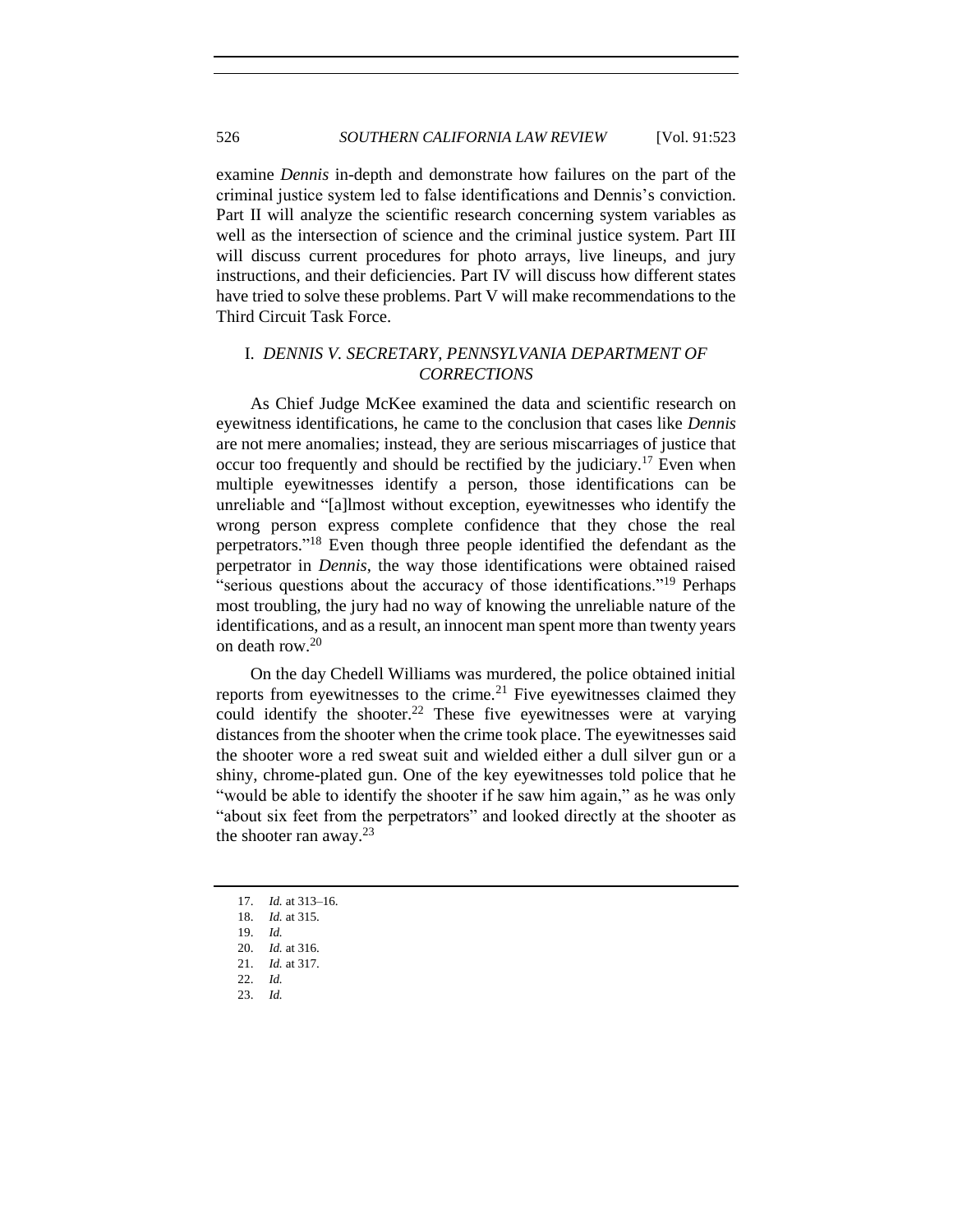examine *Dennis* in-depth and demonstrate how failures on the part of the criminal justice system led to false identifications and Dennis's conviction. Part II will analyze the scientific research concerning system variables as well as the intersection of science and the criminal justice system. Part III will discuss current procedures for photo arrays, live lineups, and jury instructions, and their deficiencies. Part IV will discuss how different states have tried to solve these problems. Part V will make recommendations to the Third Circuit Task Force.

## I. *DENNIS V. SECRETARY, PENNSYLVANIA DEPARTMENT OF CORRECTIONS*

As Chief Judge McKee examined the data and scientific research on eyewitness identifications, he came to the conclusion that cases like *Dennis* are not mere anomalies; instead, they are serious miscarriages of justice that occur too frequently and should be rectified by the judiciary.[17] Even when multiple eyewitnesses identify a person, those identifications can be unreliable and "[a]lmost without exception, eyewitnesses who identify the wrong person express complete confidence that they chose the real perpetrators."[18] Even though three people identified the defendant as the perpetrator in *Dennis*, the way those identifications were obtained raised "serious questions about the accuracy of those identifications."[19] Perhaps most troubling, the jury had no way of knowing the unreliable nature of the identifications, and as a result, an innocent man spent more than twenty years on death row.[20]

On the day Chedell Williams was murdered, the police obtained initial reports from eyewitnesses to the crime.[21] Five eyewitnesses claimed they could identify the shooter.[22] These five eyewitnesses were at varying distances from the shooter when the crime took place. The eyewitnesses said the shooter wore a red sweat suit and wielded either a dull silver gun or a shiny, chrome-plated gun. One of the key eyewitnesses told police that he "would be able to identify the shooter if he saw him again," as he was only "about six feet from the perpetrators" and looked directly at the shooter as the shooter ran away.[23]

---

17. *Id.* at 313–16.
18. *Id.* at 315.
19. *Id.*
20. *Id.* at 316.
21. *Id.* at 317.
22. *Id.*
23. *Id.*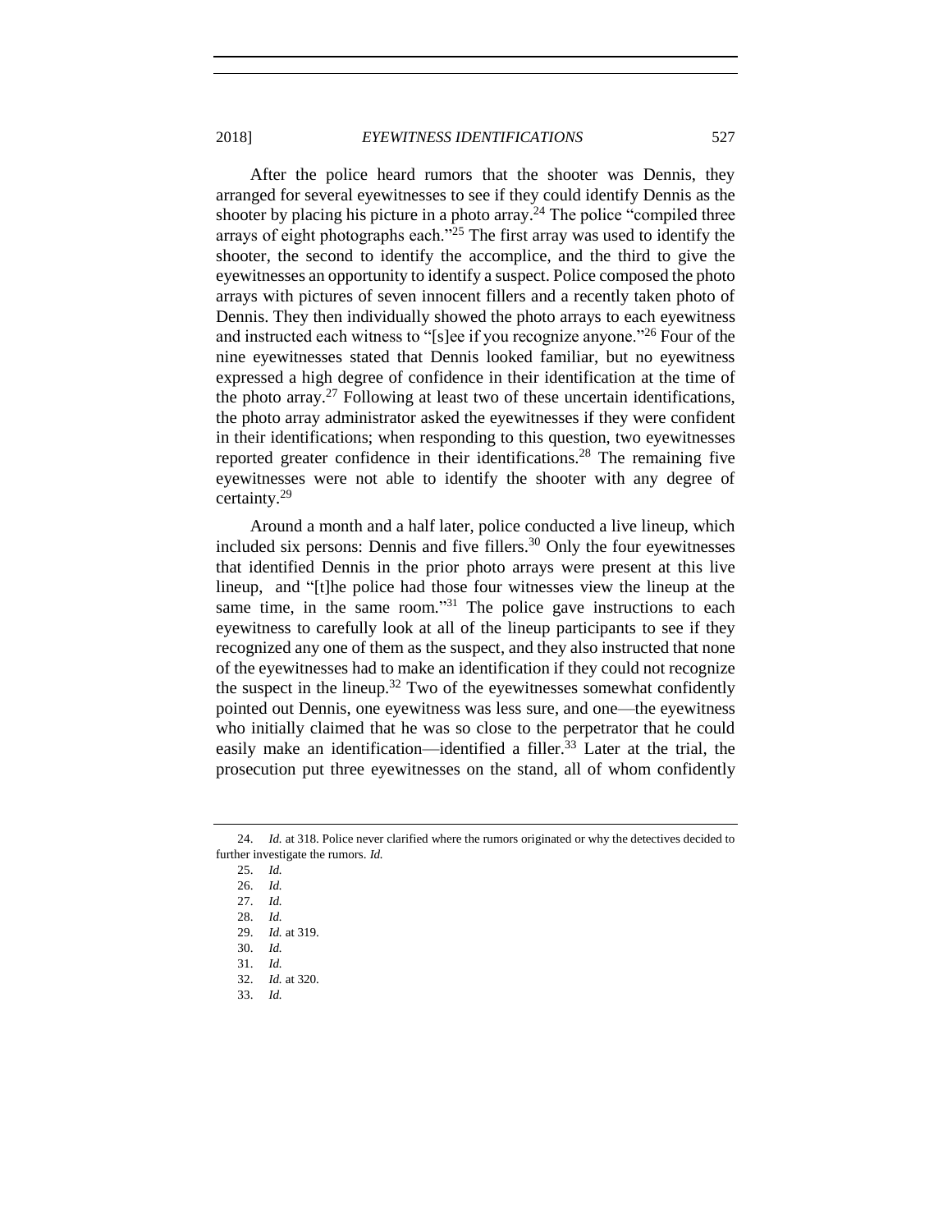After the police heard rumors that the shooter was Dennis, they arranged for several eyewitnesses to see if they could identify Dennis as the shooter by placing his picture in a photo array.[24] The police "compiled three arrays of eight photographs each."[25] The first array was used to identify the shooter, the second to identify the accomplice, and the third to give the eyewitnesses an opportunity to identify a suspect. Police composed the photo arrays with pictures of seven innocent fillers and a recently taken photo of Dennis. They then individually showed the photo arrays to each eyewitness and instructed each witness to "[s]ee if you recognize anyone."[26] Four of the nine eyewitnesses stated that Dennis looked familiar, but no eyewitness expressed a high degree of confidence in their identification at the time of the photo array.[27] Following at least two of these uncertain identifications, the photo array administrator asked the eyewitnesses if they were confident in their identifications; when responding to this question, two eyewitnesses reported greater confidence in their identifications.[28] The remaining five eyewitnesses were not able to identify the shooter with any degree of certainty.[29]

Around a month and a half later, police conducted a live lineup, which included six persons: Dennis and five fillers.[30] Only the four eyewitnesses that identified Dennis in the prior photo arrays were present at this live lineup, and "[t]he police had those four witnesses view the lineup at the same time, in the same room."[31] The police gave instructions to each eyewitness to carefully look at all of the lineup participants to see if they recognized any one of them as the suspect, and they also instructed that none of the eyewitnesses had to make an identification if they could not recognize the suspect in the lineup.[32] Two of the eyewitnesses somewhat confidently pointed out Dennis, one eyewitness was less sure, and one—the eyewitness who initially claimed that he was so close to the perpetrator that he could easily make an identification—identified a filler.[33] Later at the trial, the prosecution put three eyewitnesses on the stand, all of whom confidently

---

24. *Id.* at 318. Police never clarified where the rumors originated or why the detectives decided to further investigate the rumors. *Id.*

25. *Id.*

26. *Id.*

27. *Id.*

28. *Id.*

29. *Id.* at 319.

30. *Id.*

31. *Id.*

32. *Id.* at 320.

33. *Id.*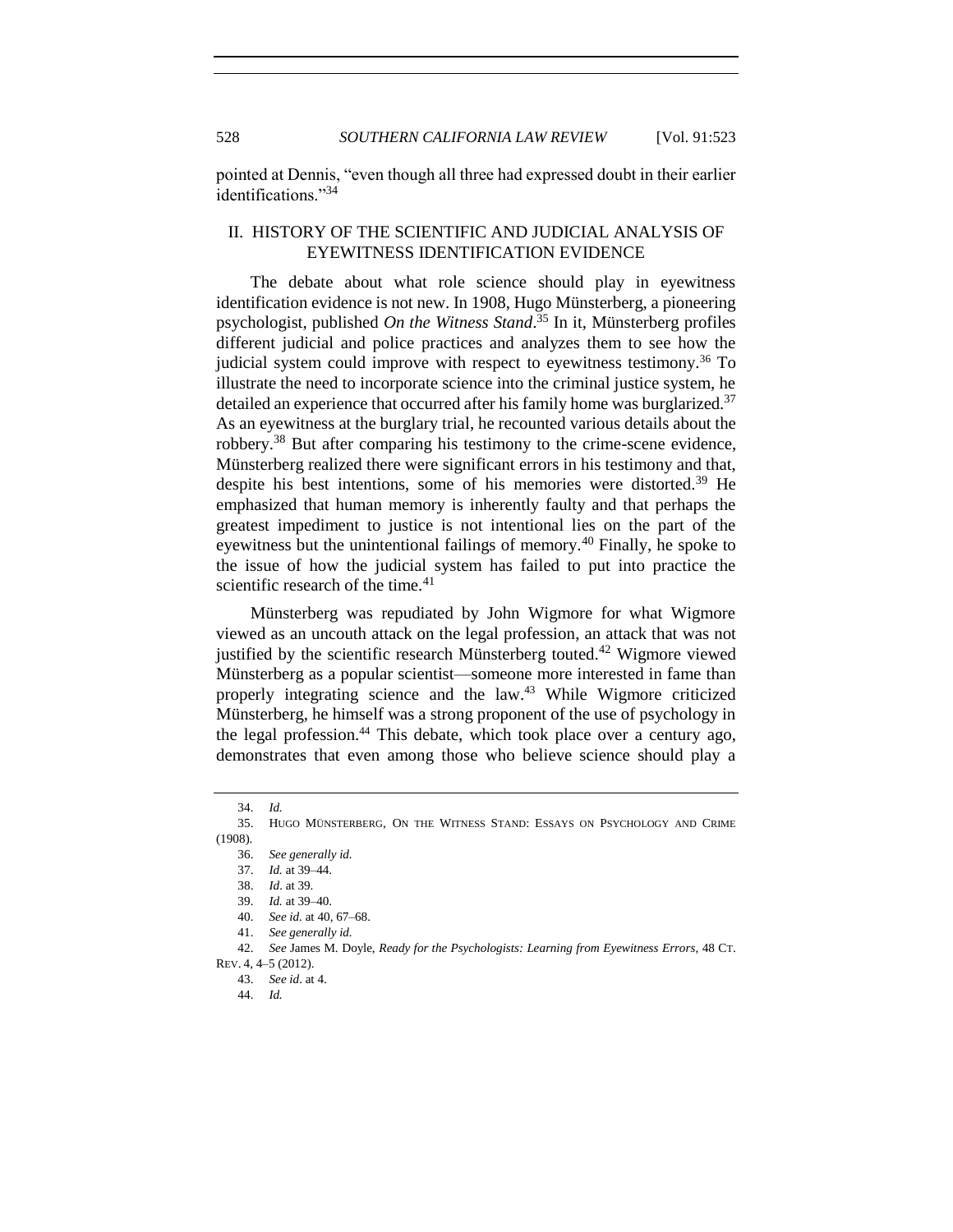pointed at Dennis, "even though all three had expressed doubt in their earlier identifications."[34]

## II. HISTORY OF THE SCIENTIFIC AND JUDICIAL ANALYSIS OF EYEWITNESS IDENTIFICATION EVIDENCE

The debate about what role science should play in eyewitness identification evidence is not new. In 1908, Hugo Münsterberg, a pioneering psychologist, published *On the Witness Stand*.[35] In it, Münsterberg profiles different judicial and police practices and analyzes them to see how the judicial system could improve with respect to eyewitness testimony.[36] To illustrate the need to incorporate science into the criminal justice system, he detailed an experience that occurred after his family home was burglarized.[37] As an eyewitness at the burglary trial, he recounted various details about the robbery.[38] But after comparing his testimony to the crime-scene evidence, Münsterberg realized there were significant errors in his testimony and that, despite his best intentions, some of his memories were distorted.[39] He emphasized that human memory is inherently faulty and that perhaps the greatest impediment to justice is not intentional lies on the part of the eyewitness but the unintentional failings of memory.[40] Finally, he spoke to the issue of how the judicial system has failed to put into practice the scientific research of the time.[41]

Münsterberg was repudiated by John Wigmore for what Wigmore viewed as an uncouth attack on the legal profession, an attack that was not justified by the scientific research Münsterberg touted.[42] Wigmore viewed Münsterberg as a popular scientist—someone more interested in fame than properly integrating science and the law.[43] While Wigmore criticized Münsterberg, he himself was a strong proponent of the use of psychology in the legal profession.[44] This debate, which took place over a century ago, demonstrates that even among those who believe science should play a

---

34. *Id.*

35. HUGO MÜNSTERBERG, ON THE WITNESS STAND: ESSAYS ON PSYCHOLOGY AND CRIME (1908).

36. *See generally id.*

37. *Id.* at 39–44.

38. *Id*. at 39.

39. *Id.* at 39–40.

40. *See id.* at 40, 67–68.

41. *See generally id.*

42. *See* James M. Doyle, *Ready for the Psychologists: Learning from Eyewitness Errors*, 48 CT. REV. 4, 4–5 (2012).

43. *See id*. at 4.

44. *Id.*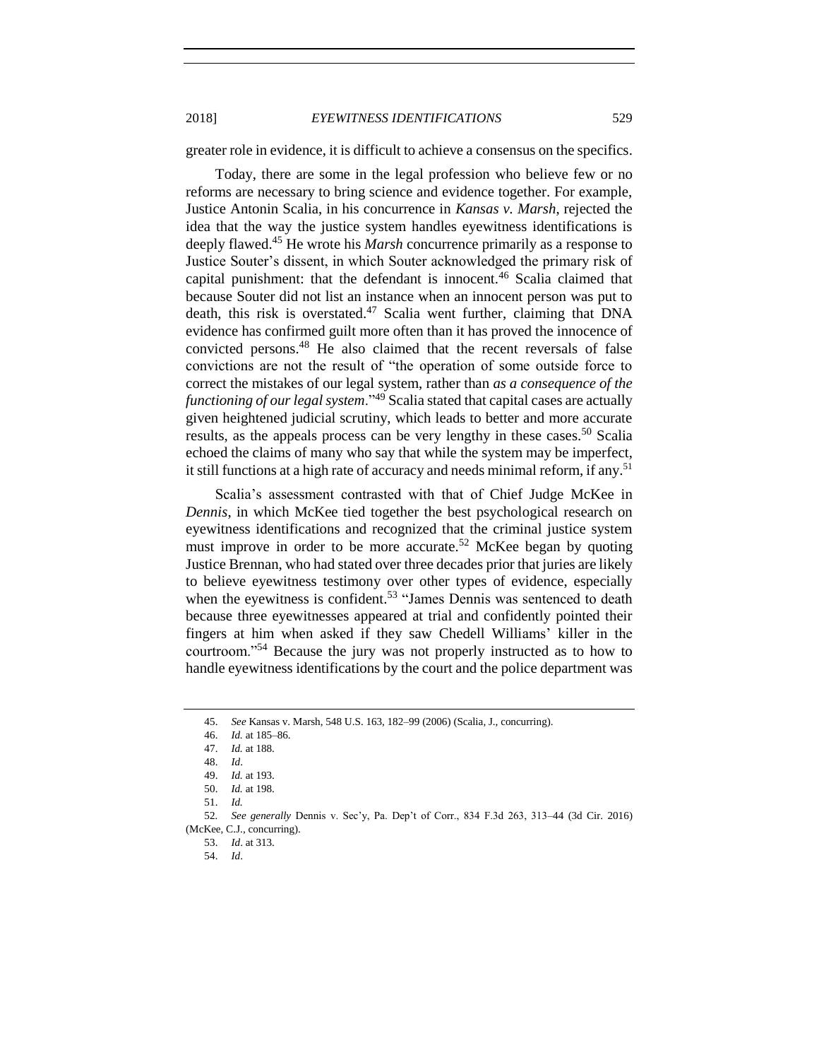greater role in evidence, it is difficult to achieve a consensus on the specifics.

Today, there are some in the legal profession who believe few or no reforms are necessary to bring science and evidence together. For example, Justice Antonin Scalia, in his concurrence in *Kansas v. Marsh*, rejected the idea that the way the justice system handles eyewitness identifications is deeply flawed.[45] He wrote his *Marsh* concurrence primarily as a response to Justice Souter's dissent, in which Souter acknowledged the primary risk of capital punishment: that the defendant is innocent.[46] Scalia claimed that because Souter did not list an instance when an innocent person was put to death, this risk is overstated.[47] Scalia went further, claiming that DNA evidence has confirmed guilt more often than it has proved the innocence of convicted persons.[48] He also claimed that the recent reversals of false convictions are not the result of "the operation of some outside force to correct the mistakes of our legal system, rather than *as a consequence of the functioning of our legal system*."[49] Scalia stated that capital cases are actually given heightened judicial scrutiny, which leads to better and more accurate results, as the appeals process can be very lengthy in these cases.[50] Scalia echoed the claims of many who say that while the system may be imperfect, it still functions at a high rate of accuracy and needs minimal reform, if any.[51]

Scalia's assessment contrasted with that of Chief Judge McKee in *Dennis*, in which McKee tied together the best psychological research on eyewitness identifications and recognized that the criminal justice system must improve in order to be more accurate.[52] McKee began by quoting Justice Brennan, who had stated over three decades prior that juries are likely to believe eyewitness testimony over other types of evidence, especially when the eyewitness is confident.[53] "James Dennis was sentenced to death because three eyewitnesses appeared at trial and confidently pointed their fingers at him when asked if they saw Chedell Williams' killer in the courtroom."[54] Because the jury was not properly instructed as to how to handle eyewitness identifications by the court and the police department was

---

45. *See* Kansas v. Marsh, 548 U.S. 163, 182–99 (2006) (Scalia, J., concurring).
46. *Id.* at 185–86.
47. *Id.* at 188.
48. *Id*.
49. *Id.* at 193.
50. *Id.* at 198.
51. *Id.*
52. *See generally* Dennis v. Sec'y, Pa. Dep't of Corr., 834 F.3d 263, 313–44 (3d Cir. 2016) (McKee, C.J., concurring).
53. *Id*. at 313.
54. *Id*.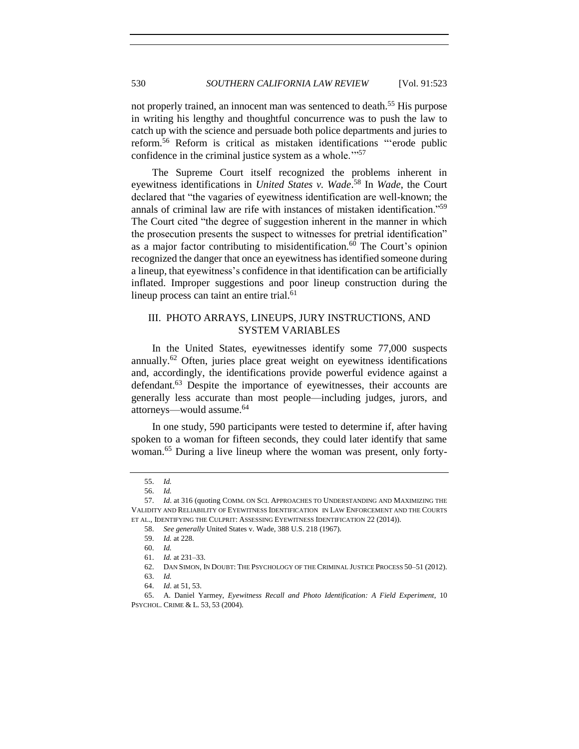not properly trained, an innocent man was sentenced to death.[55] His purpose in writing his lengthy and thoughtful concurrence was to push the law to catch up with the science and persuade both police departments and juries to reform.[56] Reform is critical as mistaken identifications "'erode public confidence in the criminal justice system as a whole.'"[57]

The Supreme Court itself recognized the problems inherent in eyewitness identifications in *United States v. Wade*.[58] In *Wade*, the Court declared that "the vagaries of eyewitness identification are well-known; the annals of criminal law are rife with instances of mistaken identification."[59] The Court cited "the degree of suggestion inherent in the manner in which the prosecution presents the suspect to witnesses for pretrial identification" as a major factor contributing to misidentification.[60] The Court's opinion recognized the danger that once an eyewitness has identified someone during a lineup, that eyewitness's confidence in that identification can be artificially inflated. Improper suggestions and poor lineup construction during the lineup process can taint an entire trial.[61]

## III. PHOTO ARRAYS, LINEUPS, JURY INSTRUCTIONS, AND SYSTEM VARIABLES

In the United States, eyewitnesses identify some 77,000 suspects annually.[62] Often, juries place great weight on eyewitness identifications and, accordingly, the identifications provide powerful evidence against a defendant.[63] Despite the importance of eyewitnesses, their accounts are generally less accurate than most people—including judges, jurors, and attorneys—would assume.[64]

In one study, 590 participants were tested to determine if, after having spoken to a woman for fifteen seconds, they could later identify that same woman.[65] During a live lineup where the woman was present, only forty-

---

55. *Id.*

56. *Id.*

57. *Id*. at 316 (quoting COMM. ON SCI. APPROACHES TO UNDERSTANDING AND MAXIMIZING THE VALIDITY AND RELIABILITY OF EYEWITNESS IDENTIFICATION IN LAW ENFORCEMENT AND THE COURTS ET AL., IDENTIFYING THE CULPRIT: ASSESSING EYEWITNESS IDENTIFICATION 22 (2014)).

58. *See generally* United States v. Wade, 388 U.S. 218 (1967).

59. *Id.* at 228.

60. *Id.*

61. *Id.* at 231–33.

62. DAN SIMON, IN DOUBT: THE PSYCHOLOGY OF THE CRIMINAL JUSTICE PROCESS 50–51 (2012).

63. *Id.*

64. *Id*. at 51, 53.

65. A. Daniel Yarmey, *Eyewitness Recall and Photo Identification: A Field Experiment*, 10 PSYCHOL. CRIME & L. 53, 53 (2004).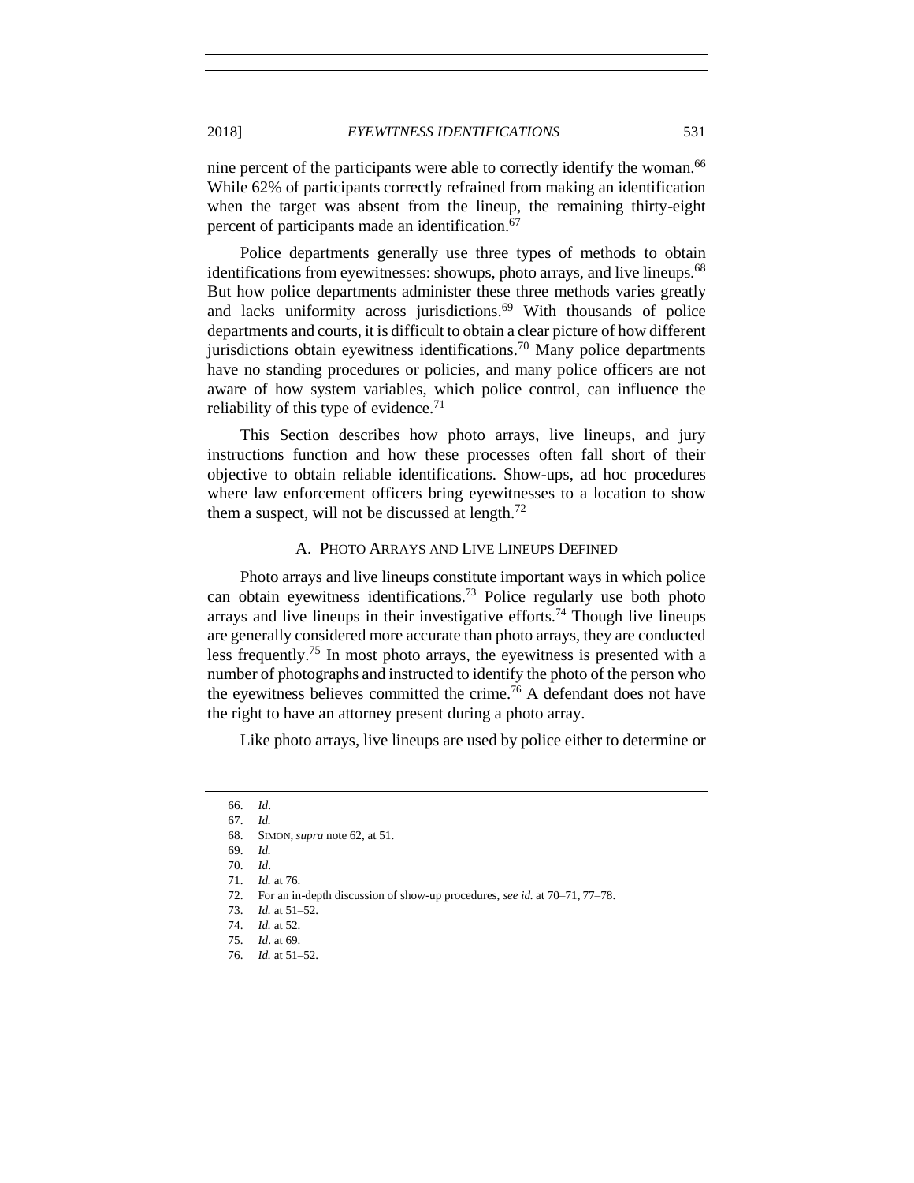nine percent of the participants were able to correctly identify the woman.[66] While 62% of participants correctly refrained from making an identification when the target was absent from the lineup, the remaining thirty-eight percent of participants made an identification.[67]

Police departments generally use three types of methods to obtain identifications from eyewitnesses: showups, photo arrays, and live lineups.[68] But how police departments administer these three methods varies greatly and lacks uniformity across jurisdictions.[69] With thousands of police departments and courts, it is difficult to obtain a clear picture of how different jurisdictions obtain eyewitness identifications.[70] Many police departments have no standing procedures or policies, and many police officers are not aware of how system variables, which police control, can influence the reliability of this type of evidence.[71]

This Section describes how photo arrays, live lineups, and jury instructions function and how these processes often fall short of their objective to obtain reliable identifications. Show-ups, ad hoc procedures where law enforcement officers bring eyewitnesses to a location to show them a suspect, will not be discussed at length.[72]

### A. Photo Arrays and Live Lineups Defined

Photo arrays and live lineups constitute important ways in which police can obtain eyewitness identifications.[73] Police regularly use both photo arrays and live lineups in their investigative efforts.[74] Though live lineups are generally considered more accurate than photo arrays, they are conducted less frequently.[75] In most photo arrays, the eyewitness is presented with a number of photographs and instructed to identify the photo of the person who the eyewitness believes committed the crime.[76] A defendant does not have the right to have an attorney present during a photo array.

Like photo arrays, live lineups are used by police either to determine or

---

66. *Id*.

67. *Id.*

68. SIMON, *supra* note 62, at 51.

69. *Id.*

70. *Id*.

71. *Id.* at 76.

72. For an in-depth discussion of show-up procedures, *see id.* at 70–71, 77–78.

73. *Id.* at 51–52.

74. *Id.* at 52.

75. *Id*. at 69.

76. *Id.* at 51–52.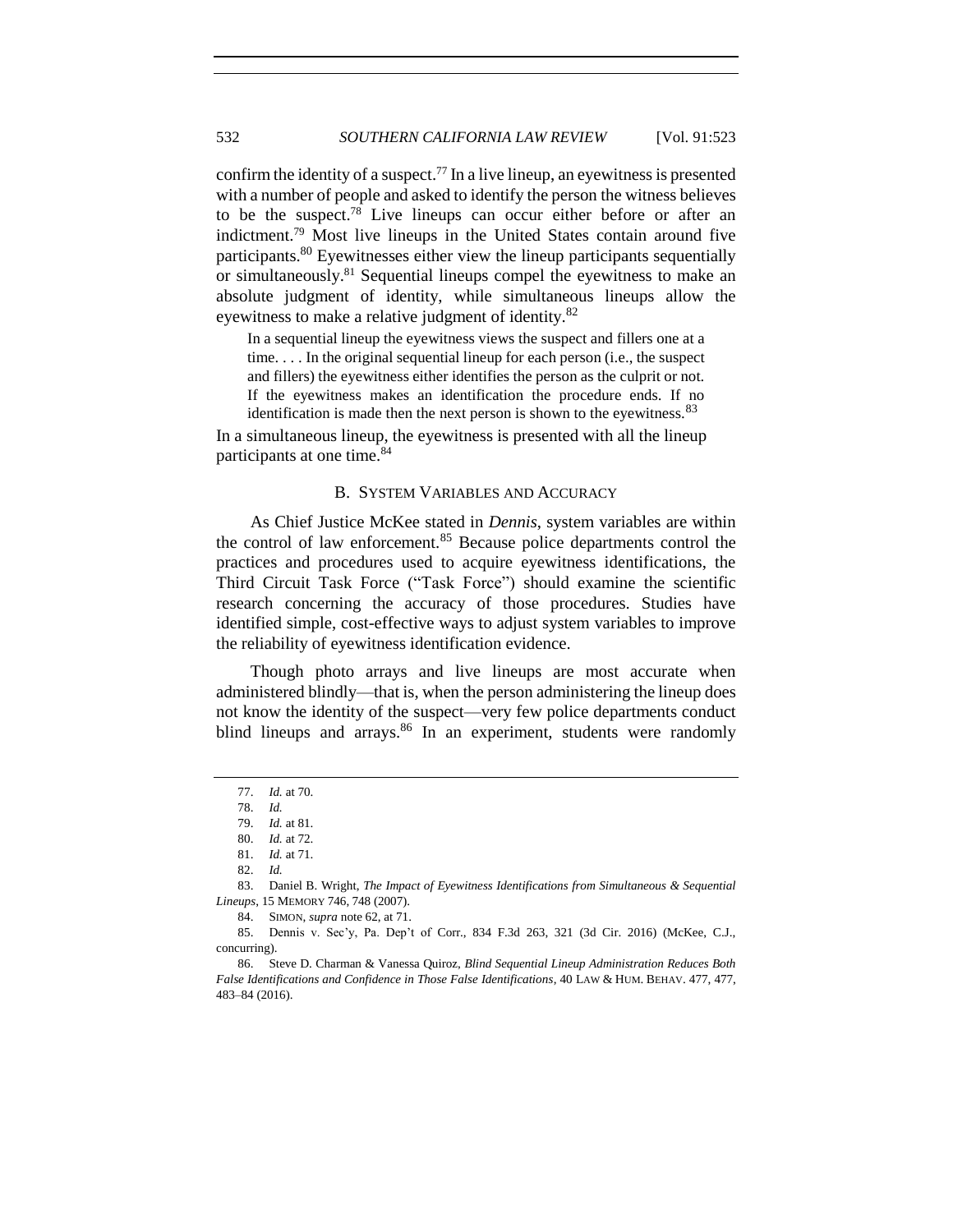confirm the identity of a suspect.[77] In a live lineup, an eyewitness is presented with a number of people and asked to identify the person the witness believes to be the suspect.[78] Live lineups can occur either before or after an indictment.[79] Most live lineups in the United States contain around five participants.[80] Eyewitnesses either view the lineup participants sequentially or simultaneously.[81] Sequential lineups compel the eyewitness to make an absolute judgment of identity, while simultaneous lineups allow the eyewitness to make a relative judgment of identity.[82]

> In a sequential lineup the eyewitness views the suspect and fillers one at a time. . . . In the original sequential lineup for each person (i.e., the suspect and fillers) the eyewitness either identifies the person as the culprit or not. If the eyewitness makes an identification the procedure ends. If no identification is made then the next person is shown to the eyewitness.[83]

In a simultaneous lineup, the eyewitness is presented with all the lineup participants at one time.[84]

### B. System Variables and Accuracy

As Chief Justice McKee stated in *Dennis*, system variables are within the control of law enforcement.[85] Because police departments control the practices and procedures used to acquire eyewitness identifications, the Third Circuit Task Force ("Task Force") should examine the scientific research concerning the accuracy of those procedures. Studies have identified simple, cost-effective ways to adjust system variables to improve the reliability of eyewitness identification evidence.

Though photo arrays and live lineups are most accurate when administered blindly—that is, when the person administering the lineup does not know the identity of the suspect—very few police departments conduct blind lineups and arrays.[86] In an experiment, students were randomly

---

77. *Id.* at 70.

78. *Id.*

79. *Id.* at 81.

80. *Id.* at 72.

81. *Id.* at 71.

82. *Id.*

83. Daniel B. Wright, *The Impact of Eyewitness Identifications from Simultaneous & Sequential Lineups*, 15 MEMORY 746, 748 (2007).

84. SIMON, *supra* note 62, at 71.

85. Dennis v. Sec'y, Pa. Dep't of Corr., 834 F.3d 263, 321 (3d Cir. 2016) (McKee, C.J., concurring).

86. Steve D. Charman & Vanessa Quiroz, *Blind Sequential Lineup Administration Reduces Both False Identifications and Confidence in Those False Identifications*, 40 LAW & HUM. BEHAV. 477, 477, 483–84 (2016).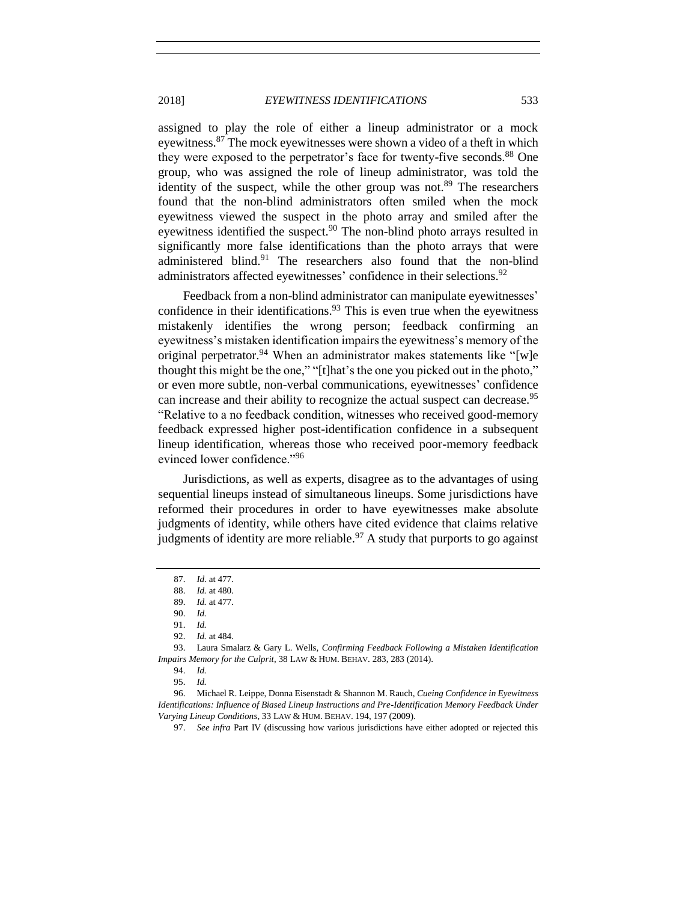assigned to play the role of either a lineup administrator or a mock eyewitness.[87] The mock eyewitnesses were shown a video of a theft in which they were exposed to the perpetrator's face for twenty-five seconds.[88] One group, who was assigned the role of lineup administrator, was told the identity of the suspect, while the other group was not.[89] The researchers found that the non-blind administrators often smiled when the mock eyewitness viewed the suspect in the photo array and smiled after the eyewitness identified the suspect.[90] The non-blind photo arrays resulted in significantly more false identifications than the photo arrays that were administered blind.[91] The researchers also found that the non-blind administrators affected eyewitnesses' confidence in their selections.[92]

Feedback from a non-blind administrator can manipulate eyewitnesses' confidence in their identifications.[93] This is even true when the eyewitness mistakenly identifies the wrong person; feedback confirming an eyewitness's mistaken identification impairs the eyewitness's memory of the original perpetrator.[94] When an administrator makes statements like "[w]e thought this might be the one," "[t]hat's the one you picked out in the photo," or even more subtle, non-verbal communications, eyewitnesses' confidence can increase and their ability to recognize the actual suspect can decrease.[95] "Relative to a no feedback condition, witnesses who received good-memory feedback expressed higher post-identification confidence in a subsequent lineup identification, whereas those who received poor-memory feedback evinced lower confidence."[96]

Jurisdictions, as well as experts, disagree as to the advantages of using sequential lineups instead of simultaneous lineups. Some jurisdictions have reformed their procedures in order to have eyewitnesses make absolute judgments of identity, while others have cited evidence that claims relative judgments of identity are more reliable.[97] A study that purports to go against

---

87. *Id*. at 477.

88. *Id.* at 480.

89. *Id.* at 477.

90. *Id.*

91. *Id.*

92. *Id.* at 484.

93. Laura Smalarz & Gary L. Wells, *Confirming Feedback Following a Mistaken Identification Impairs Memory for the Culprit*, 38 LAW & HUM. BEHAV. 283, 283 (2014).

94. *Id.*

95. *Id.*

96. Michael R. Leippe, Donna Eisenstadt & Shannon M. Rauch, *Cueing Confidence in Eyewitness Identifications: Influence of Biased Lineup Instructions and Pre-Identification Memory Feedback Under Varying Lineup Conditions*, 33 LAW & HUM. BEHAV. 194, 197 (2009).

97. *See infra* Part IV (discussing how various jurisdictions have either adopted or rejected this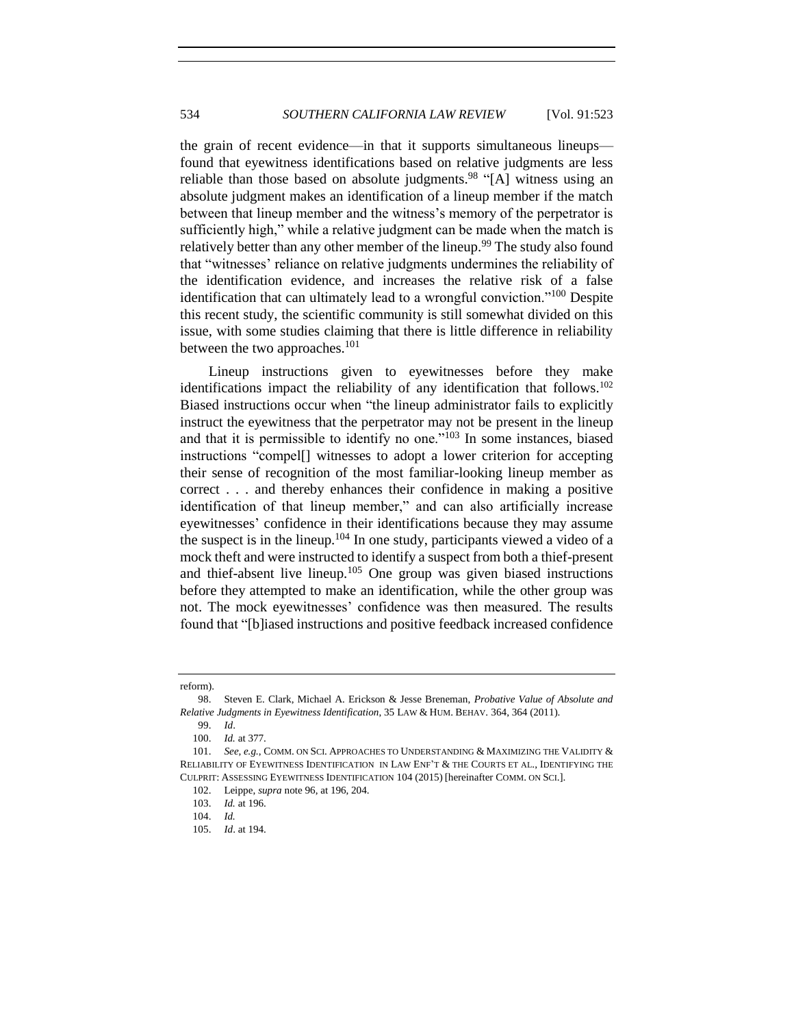the grain of recent evidence—in that it supports simultaneous lineups—found that eyewitness identifications based on relative judgments are less reliable than those based on absolute judgments.[98] "[A] witness using an absolute judgment makes an identification of a lineup member if the match between that lineup member and the witness's memory of the perpetrator is sufficiently high," while a relative judgment can be made when the match is relatively better than any other member of the lineup.[99] The study also found that "witnesses' reliance on relative judgments undermines the reliability of the identification evidence, and increases the relative risk of a false identification that can ultimately lead to a wrongful conviction."[100] Despite this recent study, the scientific community is still somewhat divided on this issue, with some studies claiming that there is little difference in reliability between the two approaches.[101]

Lineup instructions given to eyewitnesses before they make identifications impact the reliability of any identification that follows.[102] Biased instructions occur when "the lineup administrator fails to explicitly instruct the eyewitness that the perpetrator may not be present in the lineup and that it is permissible to identify no one."[103] In some instances, biased instructions "compel[] witnesses to adopt a lower criterion for accepting their sense of recognition of the most familiar-looking lineup member as correct . . . and thereby enhances their confidence in making a positive identification of that lineup member," and can also artificially increase eyewitnesses' confidence in their identifications because they may assume the suspect is in the lineup.[104] In one study, participants viewed a video of a mock theft and were instructed to identify a suspect from both a thief-present and thief-absent live lineup.[105] One group was given biased instructions before they attempted to make an identification, while the other group was not. The mock eyewitnesses' confidence was then measured. The results found that "[b]iased instructions and positive feedback increased confidence

---

reform).

98. Steven E. Clark, Michael A. Erickson & Jesse Breneman, *Probative Value of Absolute and Relative Judgments in Eyewitness Identification*, 35 LAW & HUM. BEHAV. 364, 364 (2011).

99. *Id*.

100. *Id.* at 377.

101. *See, e.g.*, COMM. ON SCI. APPROACHES TO UNDERSTANDING & MAXIMIZING THE VALIDITY & RELIABILITY OF EYEWITNESS IDENTIFICATION IN LAW ENF'T & THE COURTS ET AL., IDENTIFYING THE CULPRIT: ASSESSING EYEWITNESS IDENTIFICATION 104 (2015) [hereinafter COMM. ON SCI.].

102. Leippe, *supra* note 96, at 196, 204.

103. *Id.* at 196.

104. *Id.*

105. *Id*. at 194.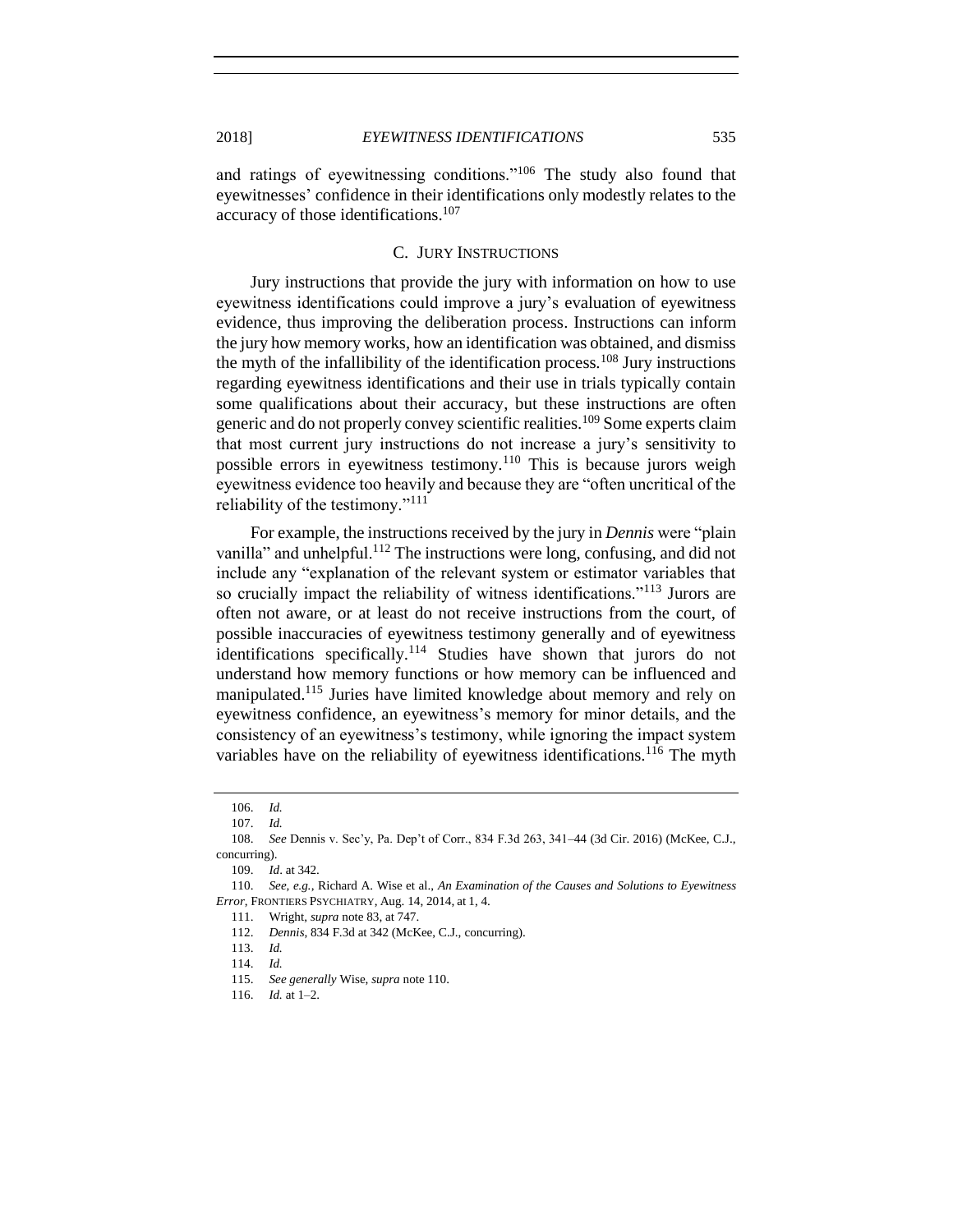and ratings of eyewitnessing conditions."[106] The study also found that eyewitnesses' confidence in their identifications only modestly relates to the accuracy of those identifications.[107]

### C. JURY INSTRUCTIONS

Jury instructions that provide the jury with information on how to use eyewitness identifications could improve a jury's evaluation of eyewitness evidence, thus improving the deliberation process. Instructions can inform the jury how memory works, how an identification was obtained, and dismiss the myth of the infallibility of the identification process.[108] Jury instructions regarding eyewitness identifications and their use in trials typically contain some qualifications about their accuracy, but these instructions are often generic and do not properly convey scientific realities.[109] Some experts claim that most current jury instructions do not increase a jury's sensitivity to possible errors in eyewitness testimony.[110] This is because jurors weigh eyewitness evidence too heavily and because they are "often uncritical of the reliability of the testimony."[111]

For example, the instructions received by the jury in *Dennis* were "plain vanilla" and unhelpful.[112] The instructions were long, confusing, and did not include any "explanation of the relevant system or estimator variables that so crucially impact the reliability of witness identifications."[113] Jurors are often not aware, or at least do not receive instructions from the court, of possible inaccuracies of eyewitness testimony generally and of eyewitness identifications specifically.[114] Studies have shown that jurors do not understand how memory functions or how memory can be influenced and manipulated.[115] Juries have limited knowledge about memory and rely on eyewitness confidence, an eyewitness's memory for minor details, and the consistency of an eyewitness's testimony, while ignoring the impact system variables have on the reliability of eyewitness identifications.[116] The myth

---

106. *Id.*

107. *Id.*

108. *See* Dennis v. Sec'y, Pa. Dep't of Corr., 834 F.3d 263, 341–44 (3d Cir. 2016) (McKee, C.J., concurring).

109. *Id*. at 342.

110. *See, e.g.*, Richard A. Wise et al., *An Examination of the Causes and Solutions to Eyewitness Error*, FRONTIERS PSYCHIATRY, Aug. 14, 2014, at 1, 4.

111. Wright, *supra* note 83, at 747.

112. *Dennis*, 834 F.3d at 342 (McKee, C.J., concurring).

113. *Id.*

114. *Id.*

115. *See generally* Wise, *supra* note 110.

116. *Id.* at 1–2.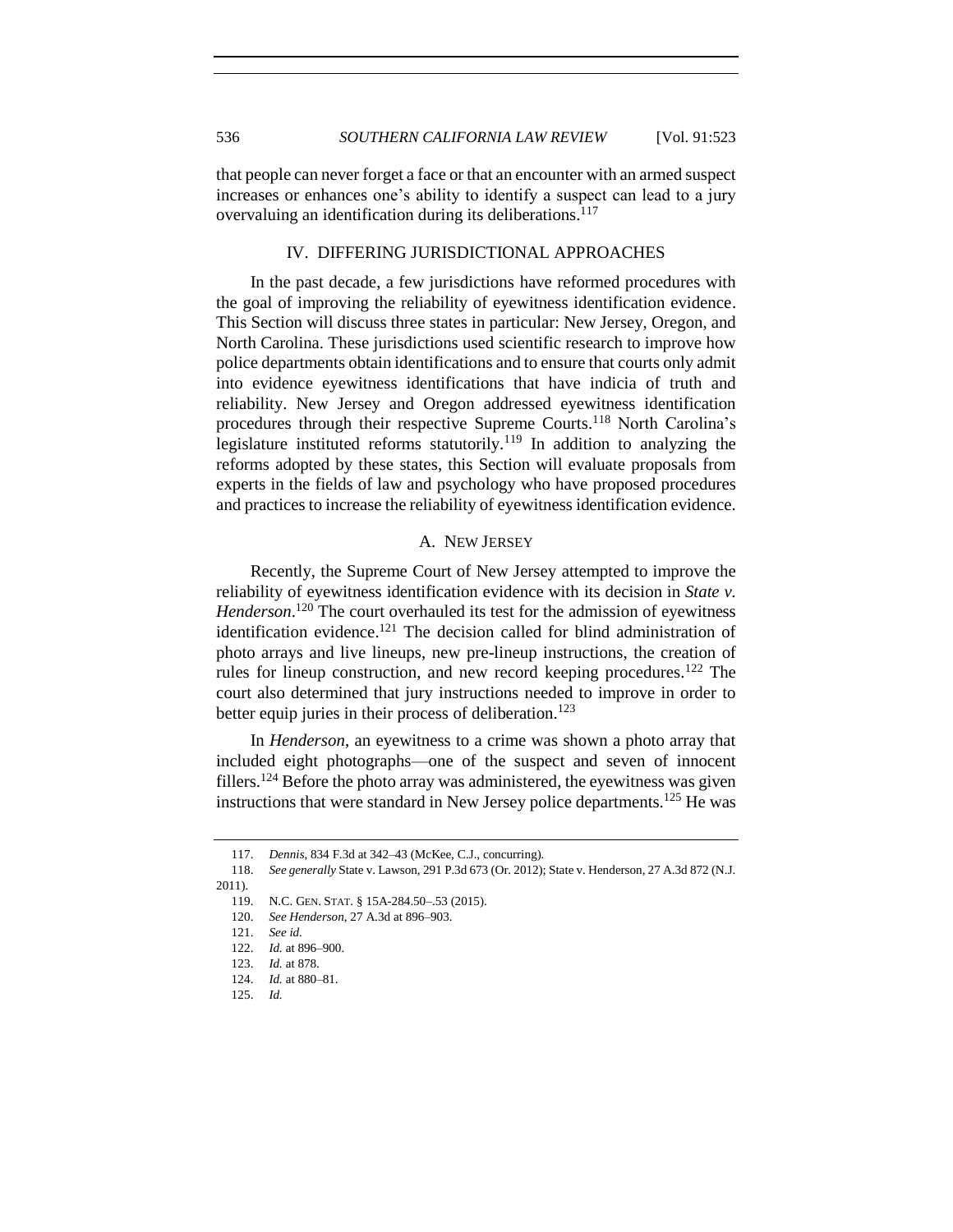that people can never forget a face or that an encounter with an armed suspect increases or enhances one's ability to identify a suspect can lead to a jury overvaluing an identification during its deliberations.[117]

## IV. DIFFERING JURISDICTIONAL APPROACHES

In the past decade, a few jurisdictions have reformed procedures with the goal of improving the reliability of eyewitness identification evidence. This Section will discuss three states in particular: New Jersey, Oregon, and North Carolina. These jurisdictions used scientific research to improve how police departments obtain identifications and to ensure that courts only admit into evidence eyewitness identifications that have indicia of truth and reliability. New Jersey and Oregon addressed eyewitness identification procedures through their respective Supreme Courts.[118] North Carolina's legislature instituted reforms statutorily.[119] In addition to analyzing the reforms adopted by these states, this Section will evaluate proposals from experts in the fields of law and psychology who have proposed procedures and practices to increase the reliability of eyewitness identification evidence.

### A. NEW JERSEY

Recently, the Supreme Court of New Jersey attempted to improve the reliability of eyewitness identification evidence with its decision in *State v. Henderson*.[120] The court overhauled its test for the admission of eyewitness identification evidence.[121] The decision called for blind administration of photo arrays and live lineups, new pre-lineup instructions, the creation of rules for lineup construction, and new record keeping procedures.[122] The court also determined that jury instructions needed to improve in order to better equip juries in their process of deliberation.[123]

In *Henderson*, an eyewitness to a crime was shown a photo array that included eight photographs—one of the suspect and seven of innocent fillers.[124] Before the photo array was administered, the eyewitness was given instructions that were standard in New Jersey police departments.[125] He was

---

117. *Dennis*, 834 F.3d at 342–43 (McKee, C.J., concurring).

118. *See generally* State v. Lawson, 291 P.3d 673 (Or. 2012); State v. Henderson, 27 A.3d 872 (N.J. 2011).

119. N.C. GEN. STAT. § 15A-284.50–.53 (2015).

120. *See Henderson*, 27 A.3d at 896–903.

121. *See id.*

122. *Id.* at 896–900.

123. *Id.* at 878.

124. *Id.* at 880–81.

125. *Id.*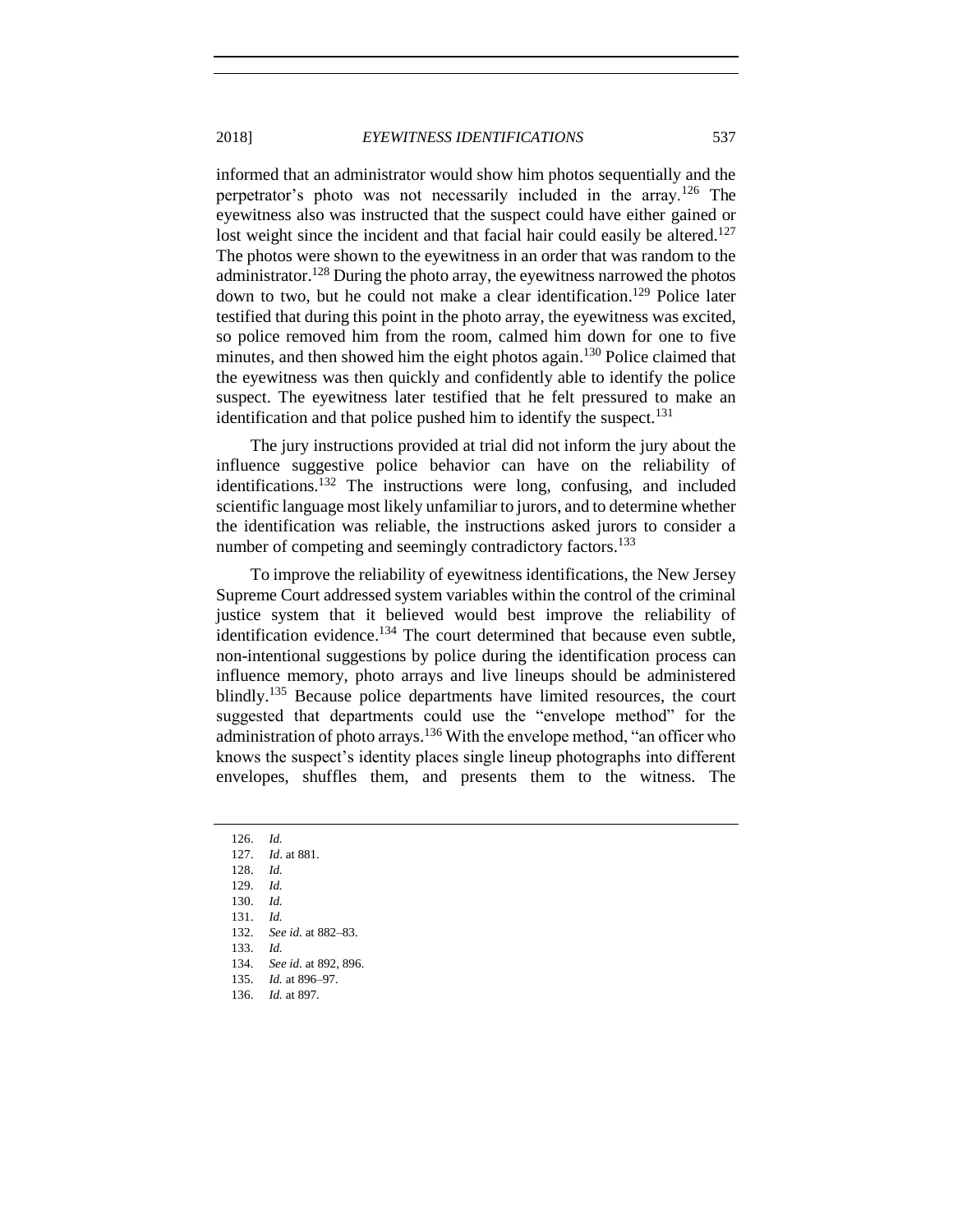informed that an administrator would show him photos sequentially and the perpetrator's photo was not necessarily included in the array.[126] The eyewitness also was instructed that the suspect could have either gained or lost weight since the incident and that facial hair could easily be altered.[127] The photos were shown to the eyewitness in an order that was random to the administrator.[128] During the photo array, the eyewitness narrowed the photos down to two, but he could not make a clear identification.[129] Police later testified that during this point in the photo array, the eyewitness was excited, so police removed him from the room, calmed him down for one to five minutes, and then showed him the eight photos again.[130] Police claimed that the eyewitness was then quickly and confidently able to identify the police suspect. The eyewitness later testified that he felt pressured to make an identification and that police pushed him to identify the suspect.[131]

The jury instructions provided at trial did not inform the jury about the influence suggestive police behavior can have on the reliability of identifications.[132] The instructions were long, confusing, and included scientific language most likely unfamiliar to jurors, and to determine whether the identification was reliable, the instructions asked jurors to consider a number of competing and seemingly contradictory factors.[133]

To improve the reliability of eyewitness identifications, the New Jersey Supreme Court addressed system variables within the control of the criminal justice system that it believed would best improve the reliability of identification evidence.[134] The court determined that because even subtle, non-intentional suggestions by police during the identification process can influence memory, photo arrays and live lineups should be administered blindly.[135] Because police departments have limited resources, the court suggested that departments could use the "envelope method" for the administration of photo arrays.[136] With the envelope method, "an officer who knows the suspect's identity places single lineup photographs into different envelopes, shuffles them, and presents them to the witness. The

---

126. *Id.*
127. *Id*. at 881.
128. *Id.*
129. *Id.*
130. *Id.*
131. *Id.*
132. *See id.* at 882–83.
133. *Id.*
134. *See id.* at 892, 896.
135. *Id.* at 896–97.
136. *Id.* at 897.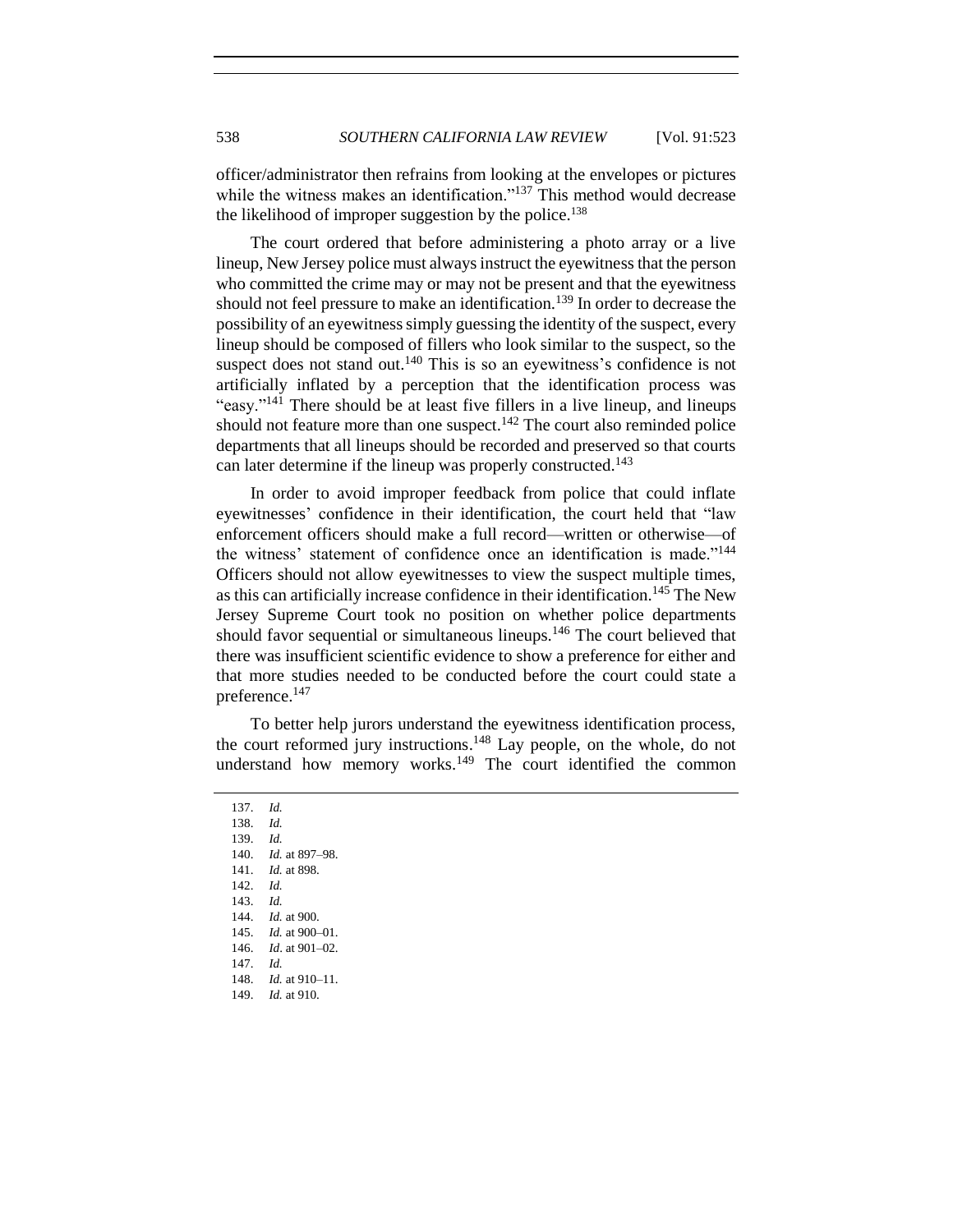officer/administrator then refrains from looking at the envelopes or pictures while the witness makes an identification."[137] This method would decrease the likelihood of improper suggestion by the police.[138]

The court ordered that before administering a photo array or a live lineup, New Jersey police must always instruct the eyewitness that the person who committed the crime may or may not be present and that the eyewitness should not feel pressure to make an identification.[139] In order to decrease the possibility of an eyewitness simply guessing the identity of the suspect, every lineup should be composed of fillers who look similar to the suspect, so the suspect does not stand out.[140] This is so an eyewitness's confidence is not artificially inflated by a perception that the identification process was "easy."[141] There should be at least five fillers in a live lineup, and lineups should not feature more than one suspect.[142] The court also reminded police departments that all lineups should be recorded and preserved so that courts can later determine if the lineup was properly constructed.[143]

In order to avoid improper feedback from police that could inflate eyewitnesses' confidence in their identification, the court held that "law enforcement officers should make a full record—written or otherwise—of the witness' statement of confidence once an identification is made."[144] Officers should not allow eyewitnesses to view the suspect multiple times, as this can artificially increase confidence in their identification.[145] The New Jersey Supreme Court took no position on whether police departments should favor sequential or simultaneous lineups.[146] The court believed that there was insufficient scientific evidence to show a preference for either and that more studies needed to be conducted before the court could state a preference.[147]

To better help jurors understand the eyewitness identification process, the court reformed jury instructions.[148] Lay people, on the whole, do not understand how memory works.[149] The court identified the common

---

137. *Id.*
138. *Id.*
139. *Id.*
140. *Id.* at 897–98.
141. *Id.* at 898.
142. *Id.*
143. *Id.*
144. *Id.* at 900.
145. *Id.* at 900–01.
146. *Id*. at 901–02.
147. *Id.*
148. *Id.* at 910–11.
149. *Id.* at 910.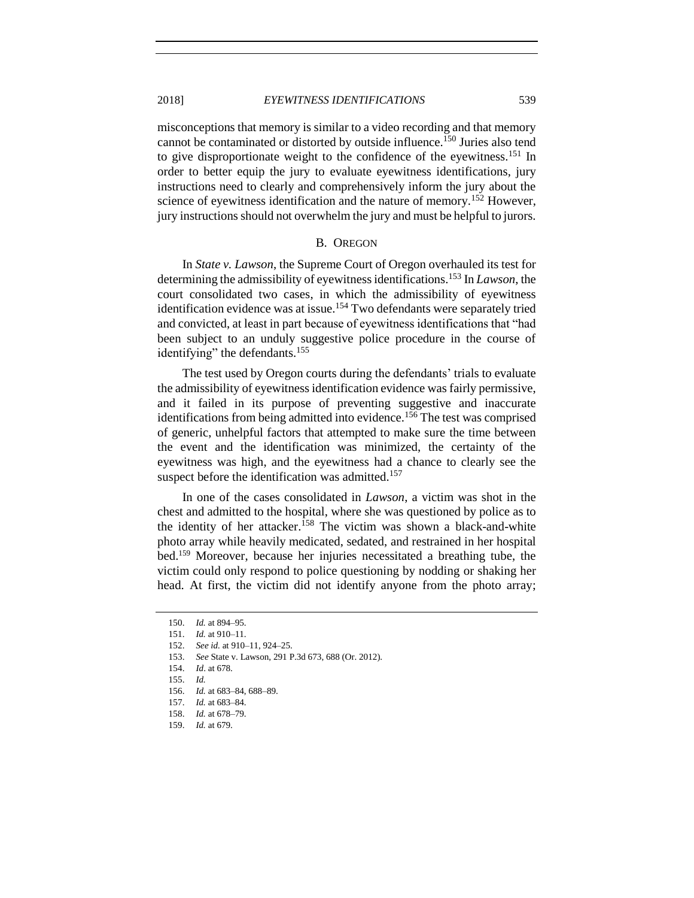misconceptions that memory is similar to a video recording and that memory cannot be contaminated or distorted by outside influence.[150] Juries also tend to give disproportionate weight to the confidence of the eyewitness.[151] In order to better equip the jury to evaluate eyewitness identifications, jury instructions need to clearly and comprehensively inform the jury about the science of eyewitness identification and the nature of memory.[152] However, jury instructions should not overwhelm the jury and must be helpful to jurors.

### B. Oregon

In *State v. Lawson*, the Supreme Court of Oregon overhauled its test for determining the admissibility of eyewitness identifications.[153] In *Lawson*, the court consolidated two cases, in which the admissibility of eyewitness identification evidence was at issue.[154] Two defendants were separately tried and convicted, at least in part because of eyewitness identifications that "had been subject to an unduly suggestive police procedure in the course of identifying" the defendants.[155]

The test used by Oregon courts during the defendants' trials to evaluate the admissibility of eyewitness identification evidence was fairly permissive, and it failed in its purpose of preventing suggestive and inaccurate identifications from being admitted into evidence.[156] The test was comprised of generic, unhelpful factors that attempted to make sure the time between the event and the identification was minimized, the certainty of the eyewitness was high, and the eyewitness had a chance to clearly see the suspect before the identification was admitted.[157]

In one of the cases consolidated in *Lawson*, a victim was shot in the chest and admitted to the hospital, where she was questioned by police as to the identity of her attacker.[158] The victim was shown a black-and-white photo array while heavily medicated, sedated, and restrained in her hospital bed.[159] Moreover, because her injuries necessitated a breathing tube, the victim could only respond to police questioning by nodding or shaking her head. At first, the victim did not identify anyone from the photo array;

150. *Id.* at 894–95.
151. *Id.* at 910–11.
152. *See id.* at 910–11, 924–25.
153. *See* State v. Lawson, 291 P.3d 673, 688 (Or. 2012).
154. *Id*. at 678.
155. *Id.*
156. *Id.* at 683–84, 688–89.
157. *Id.* at 683–84.
158. *Id.* at 678–79.
159. *Id.* at 679.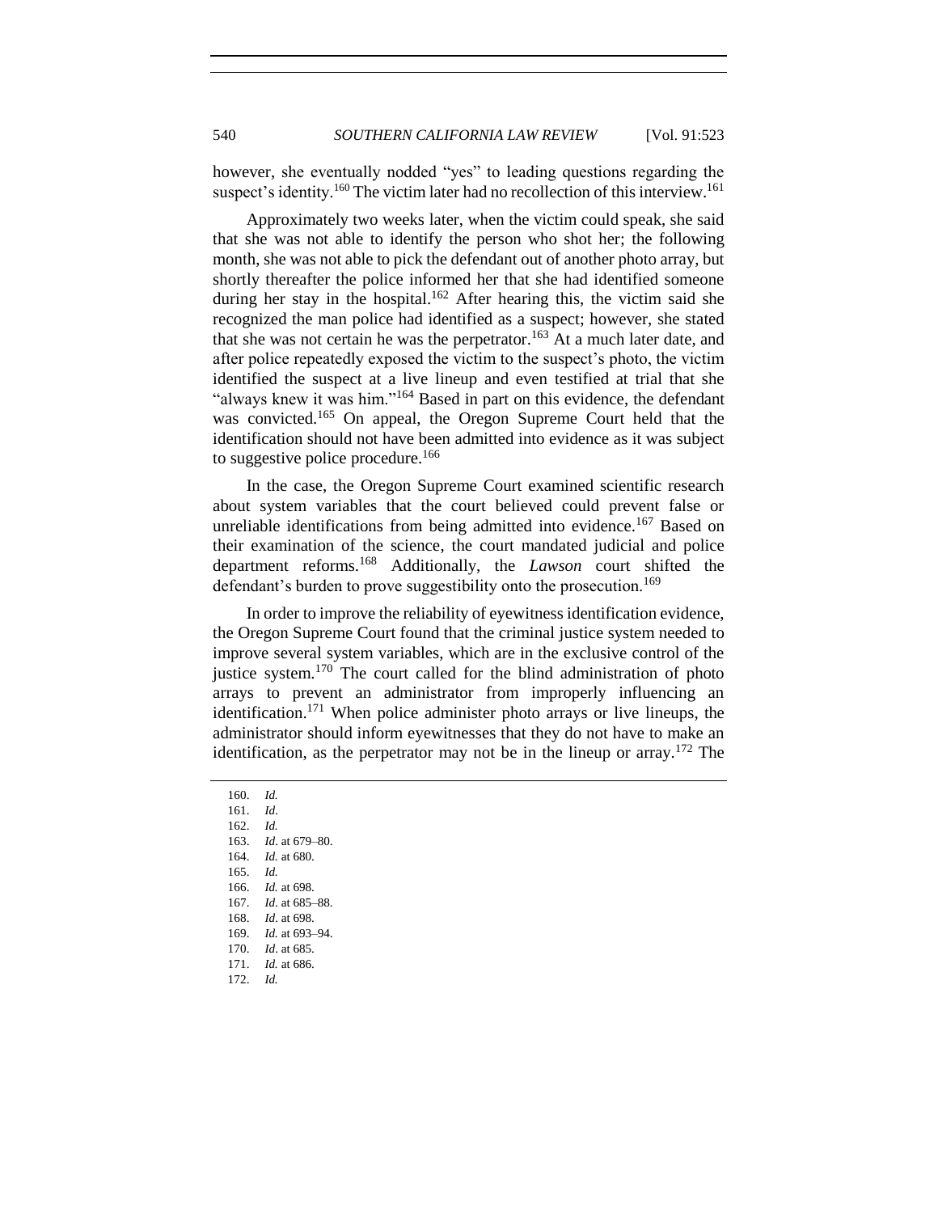however, she eventually nodded "yes" to leading questions regarding the suspect's identity.[160] The victim later had no recollection of this interview.[161]

Approximately two weeks later, when the victim could speak, she said that she was not able to identify the person who shot her; the following month, she was not able to pick the defendant out of another photo array, but shortly thereafter the police informed her that she had identified someone during her stay in the hospital.[162] After hearing this, the victim said she recognized the man police had identified as a suspect; however, she stated that she was not certain he was the perpetrator.[163] At a much later date, and after police repeatedly exposed the victim to the suspect's photo, the victim identified the suspect at a live lineup and even testified at trial that she "always knew it was him."[164] Based in part on this evidence, the defendant was convicted.[165] On appeal, the Oregon Supreme Court held that the identification should not have been admitted into evidence as it was subject to suggestive police procedure.[166]

In the case, the Oregon Supreme Court examined scientific research about system variables that the court believed could prevent false or unreliable identifications from being admitted into evidence.[167] Based on their examination of the science, the court mandated judicial and police department reforms.[168] Additionally, the *Lawson* court shifted the defendant's burden to prove suggestibility onto the prosecution.[169]

In order to improve the reliability of eyewitness identification evidence, the Oregon Supreme Court found that the criminal justice system needed to improve several system variables, which are in the exclusive control of the justice system.[170] The court called for the blind administration of photo arrays to prevent an administrator from improperly influencing an identification.[171] When police administer photo arrays or live lineups, the administrator should inform eyewitnesses that they do not have to make an identification, as the perpetrator may not be in the lineup or array.[172] The

---

160. *Id.*
161. *Id*.
162. *Id.*
163. *Id*. at 679–80.
164. *Id.* at 680.
165. *Id.*
166. *Id.* at 698.
167. *Id*. at 685–88.
168. *Id*. at 698.
169. *Id.* at 693–94.
170. *Id*. at 685.
171. *Id.* at 686.
172. *Id.*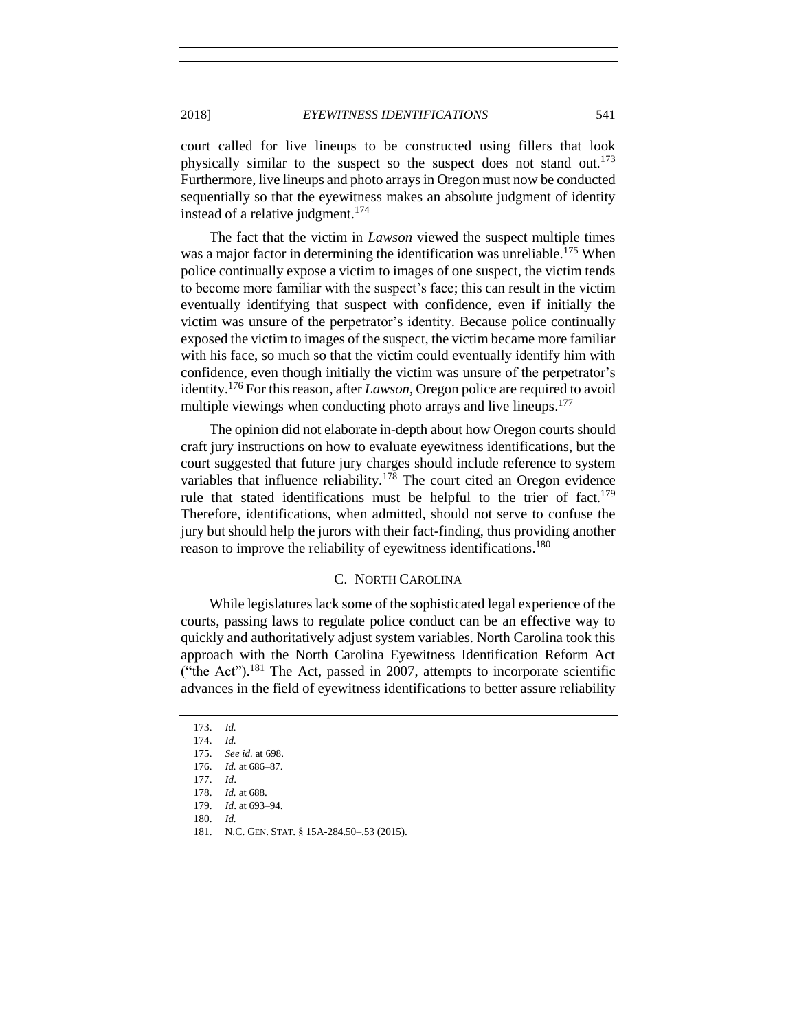court called for live lineups to be constructed using fillers that look physically similar to the suspect so the suspect does not stand out.[173] Furthermore, live lineups and photo arrays in Oregon must now be conducted sequentially so that the eyewitness makes an absolute judgment of identity instead of a relative judgment.[174]

The fact that the victim in *Lawson* viewed the suspect multiple times was a major factor in determining the identification was unreliable.[175] When police continually expose a victim to images of one suspect, the victim tends to become more familiar with the suspect's face; this can result in the victim eventually identifying that suspect with confidence, even if initially the victim was unsure of the perpetrator's identity. Because police continually exposed the victim to images of the suspect, the victim became more familiar with his face, so much so that the victim could eventually identify him with confidence, even though initially the victim was unsure of the perpetrator's identity.[176] For this reason, after *Lawson*, Oregon police are required to avoid multiple viewings when conducting photo arrays and live lineups.[177]

The opinion did not elaborate in-depth about how Oregon courts should craft jury instructions on how to evaluate eyewitness identifications, but the court suggested that future jury charges should include reference to system variables that influence reliability.[178] The court cited an Oregon evidence rule that stated identifications must be helpful to the trier of fact.[179] Therefore, identifications, when admitted, should not serve to confuse the jury but should help the jurors with their fact-finding, thus providing another reason to improve the reliability of eyewitness identifications.[180]

### C. North Carolina

While legislatures lack some of the sophisticated legal experience of the courts, passing laws to regulate police conduct can be an effective way to quickly and authoritatively adjust system variables. North Carolina took this approach with the North Carolina Eyewitness Identification Reform Act ("the Act").[181] The Act, passed in 2007, attempts to incorporate scientific advances in the field of eyewitness identifications to better assure reliability

---

173. *Id.*
174. *Id.*
175. *See id.* at 698.
176. *Id.* at 686–87.
177. *Id*.
178. *Id.* at 688.
179. *Id*. at 693–94.
180. *Id.*
181. N.C. Gen. Stat. § 15A-284.50–.53 (2015).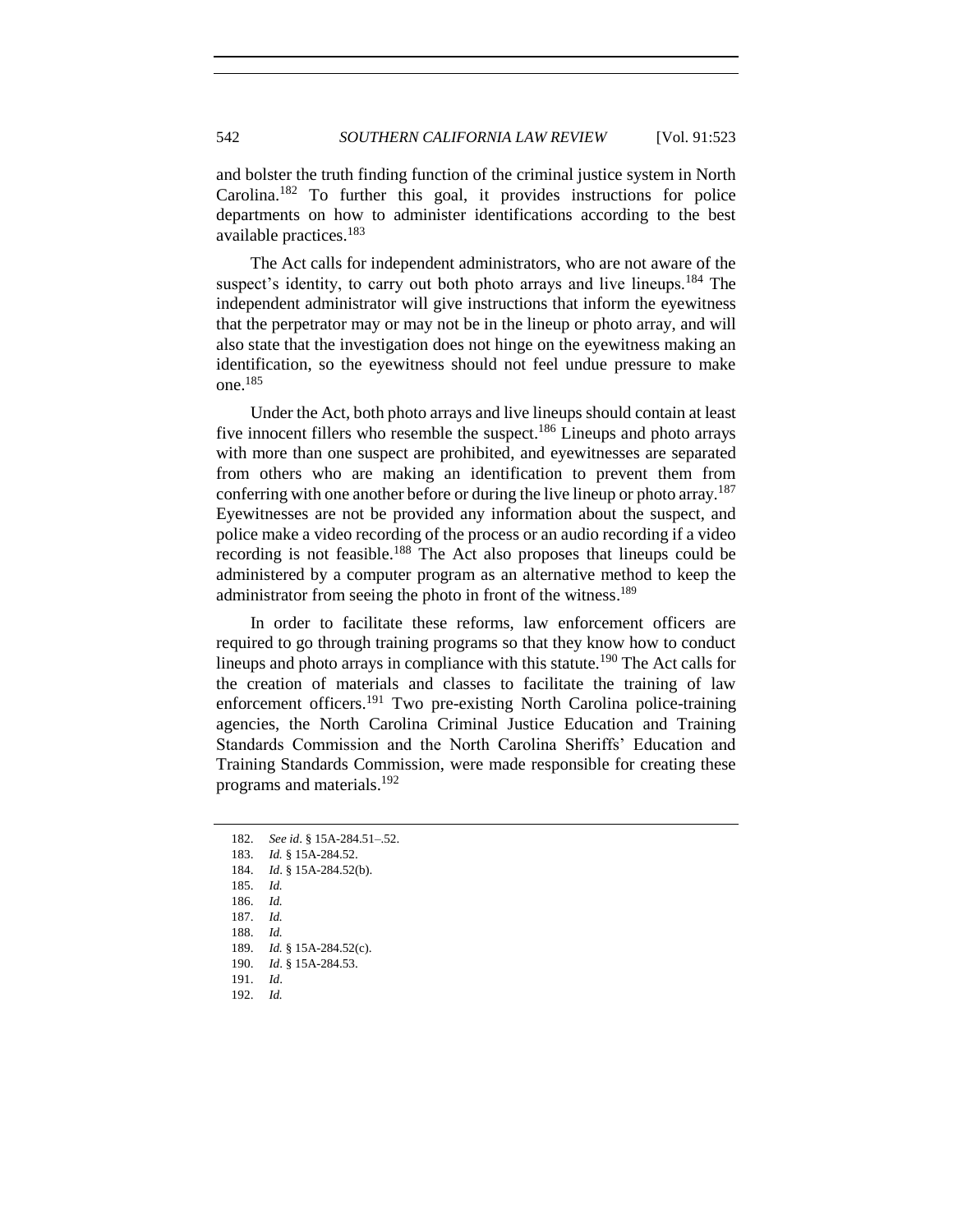and bolster the truth finding function of the criminal justice system in North Carolina.[182] To further this goal, it provides instructions for police departments on how to administer identifications according to the best available practices.[183]

The Act calls for independent administrators, who are not aware of the suspect's identity, to carry out both photo arrays and live lineups.[184] The independent administrator will give instructions that inform the eyewitness that the perpetrator may or may not be in the lineup or photo array, and will also state that the investigation does not hinge on the eyewitness making an identification, so the eyewitness should not feel undue pressure to make one.[185]

Under the Act, both photo arrays and live lineups should contain at least five innocent fillers who resemble the suspect.[186] Lineups and photo arrays with more than one suspect are prohibited, and eyewitnesses are separated from others who are making an identification to prevent them from conferring with one another before or during the live lineup or photo array.[187] Eyewitnesses are not be provided any information about the suspect, and police make a video recording of the process or an audio recording if a video recording is not feasible.[188] The Act also proposes that lineups could be administered by a computer program as an alternative method to keep the administrator from seeing the photo in front of the witness.[189]

In order to facilitate these reforms, law enforcement officers are required to go through training programs so that they know how to conduct lineups and photo arrays in compliance with this statute.[190] The Act calls for the creation of materials and classes to facilitate the training of law enforcement officers.[191] Two pre-existing North Carolina police-training agencies, the North Carolina Criminal Justice Education and Training Standards Commission and the North Carolina Sheriffs' Education and Training Standards Commission, were made responsible for creating these programs and materials.[192]

---

182. *See id*. § 15A-284.51–.52.
183. *Id.* § 15A-284.52.
184. *Id*. § 15A-284.52(b).
185. *Id.*
186. *Id.*
187. *Id.*
188. *Id.*
189. *Id.* § 15A-284.52(c).
190. *Id*. § 15A-284.53.
191. *Id*.
192. *Id.*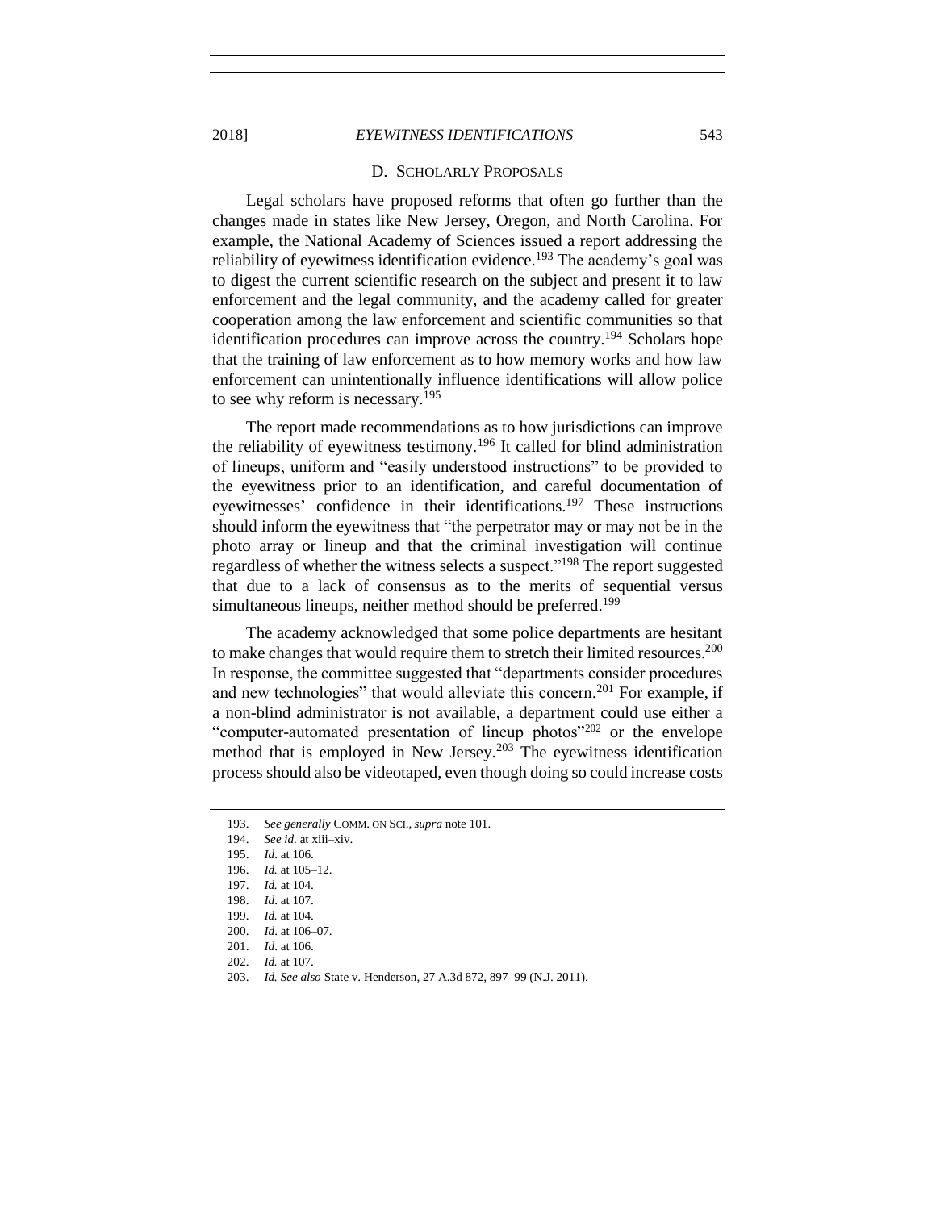### D. Scholarly Proposals

Legal scholars have proposed reforms that often go further than the changes made in states like New Jersey, Oregon, and North Carolina. For example, the National Academy of Sciences issued a report addressing the reliability of eyewitness identification evidence.[193] The academy's goal was to digest the current scientific research on the subject and present it to law enforcement and the legal community, and the academy called for greater cooperation among the law enforcement and scientific communities so that identification procedures can improve across the country.[194] Scholars hope that the training of law enforcement as to how memory works and how law enforcement can unintentionally influence identifications will allow police to see why reform is necessary.[195]

The report made recommendations as to how jurisdictions can improve the reliability of eyewitness testimony.[196] It called for blind administration of lineups, uniform and "easily understood instructions" to be provided to the eyewitness prior to an identification, and careful documentation of eyewitnesses' confidence in their identifications.[197] These instructions should inform the eyewitness that "the perpetrator may or may not be in the photo array or lineup and that the criminal investigation will continue regardless of whether the witness selects a suspect."[198] The report suggested that due to a lack of consensus as to the merits of sequential versus simultaneous lineups, neither method should be preferred.[199]

The academy acknowledged that some police departments are hesitant to make changes that would require them to stretch their limited resources.[200] In response, the committee suggested that "departments consider procedures and new technologies" that would alleviate this concern.[201] For example, if a non-blind administrator is not available, a department could use either a "computer-automated presentation of lineup photos"[202] or the envelope method that is employed in New Jersey.[203] The eyewitness identification process should also be videotaped, even though doing so could increase costs

---

193. *See generally* Comm. on Sci., *supra* note 101.
194. *See id.* at xiii–xiv.
195. *Id*. at 106.
196. *Id.* at 105–12.
197. *Id.* at 104.
198. *Id*. at 107.
199. *Id.* at 104.
200. *Id*. at 106–07.
201. *Id*. at 106.
202. *Id.* at 107.
203. *Id. See also* State v. Henderson, 27 A.3d 872, 897–99 (N.J. 2011).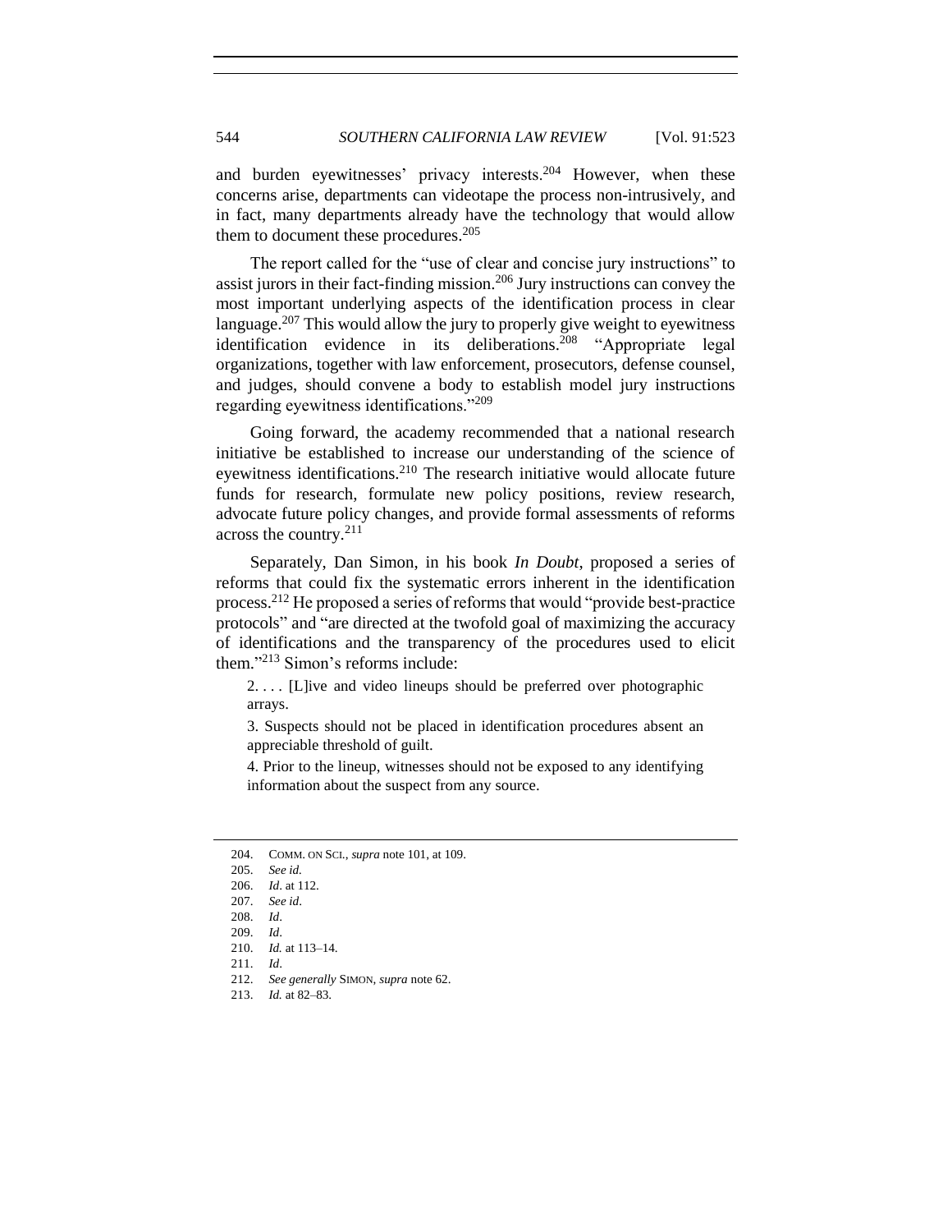and burden eyewitnesses' privacy interests.[204] However, when these concerns arise, departments can videotape the process non-intrusively, and in fact, many departments already have the technology that would allow them to document these procedures.[205]

The report called for the "use of clear and concise jury instructions" to assist jurors in their fact-finding mission.[206] Jury instructions can convey the most important underlying aspects of the identification process in clear language.[207] This would allow the jury to properly give weight to eyewitness identification evidence in its deliberations.[208] "Appropriate legal organizations, together with law enforcement, prosecutors, defense counsel, and judges, should convene a body to establish model jury instructions regarding eyewitness identifications."[209]

Going forward, the academy recommended that a national research initiative be established to increase our understanding of the science of eyewitness identifications.[210] The research initiative would allocate future funds for research, formulate new policy positions, review research, advocate future policy changes, and provide formal assessments of reforms across the country.[211]

Separately, Dan Simon, in his book *In Doubt*, proposed a series of reforms that could fix the systematic errors inherent in the identification process.[212] He proposed a series of reforms that would "provide best-practice protocols" and "are directed at the twofold goal of maximizing the accuracy of identifications and the transparency of the procedures used to elicit them."[213] Simon's reforms include:

> 2. . . . [L]ive and video lineups should be preferred over photographic arrays.
>
> 3. Suspects should not be placed in identification procedures absent an appreciable threshold of guilt.
>
> 4. Prior to the lineup, witnesses should not be exposed to any identifying information about the suspect from any source.

---

204. COMM. ON SCI., *supra* note 101, at 109.
205. *See id.*
206. *Id*. at 112.
207. *See id*.
208. *Id*.
209. *Id*.
210. *Id.* at 113–14.
211. *Id*.
212. *See generally* SIMON, *supra* note 62.
213. *Id.* at 82–83.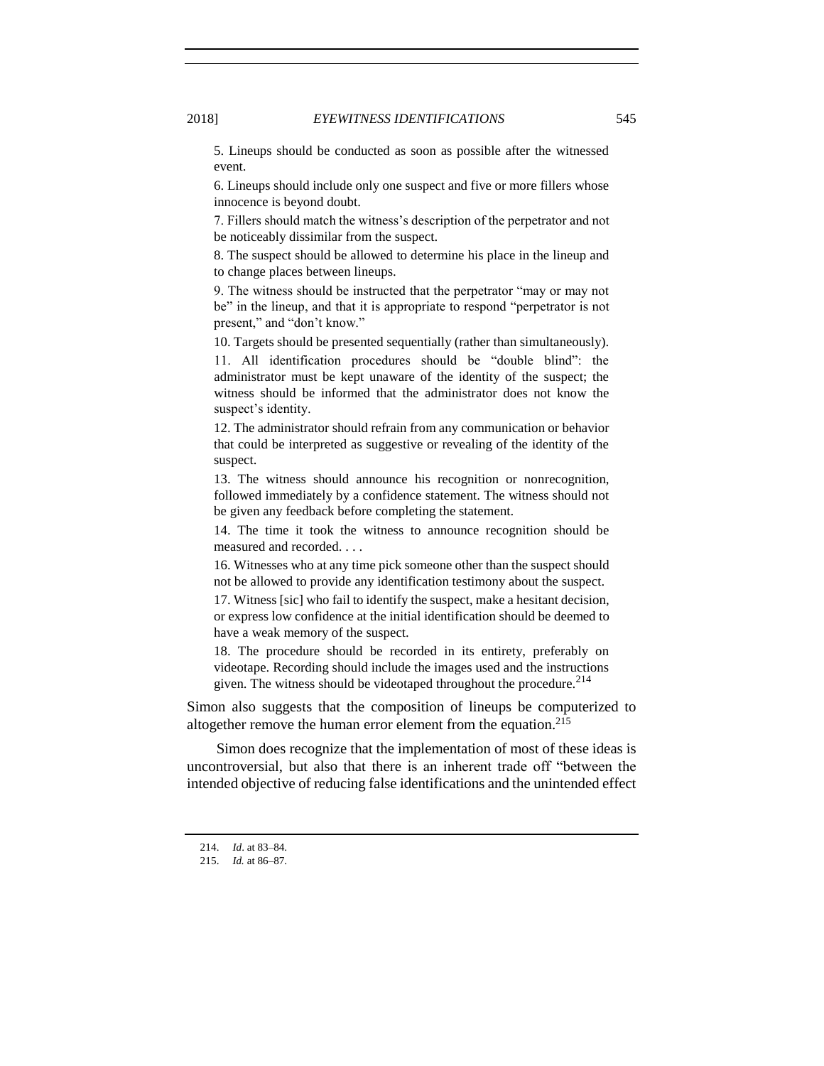> 5. Lineups should be conducted as soon as possible after the witnessed event.
>
> 6. Lineups should include only one suspect and five or more fillers whose innocence is beyond doubt.
>
> 7. Fillers should match the witness's description of the perpetrator and not be noticeably dissimilar from the suspect.
>
> 8. The suspect should be allowed to determine his place in the lineup and to change places between lineups.
>
> 9. The witness should be instructed that the perpetrator "may or may not be" in the lineup, and that it is appropriate to respond "perpetrator is not present," and "don't know."
>
> 10. Targets should be presented sequentially (rather than simultaneously).
>
> 11. All identification procedures should be "double blind": the administrator must be kept unaware of the identity of the suspect; the witness should be informed that the administrator does not know the suspect's identity.
>
> 12. The administrator should refrain from any communication or behavior that could be interpreted as suggestive or revealing of the identity of the suspect.
>
> 13. The witness should announce his recognition or nonrecognition, followed immediately by a confidence statement. The witness should not be given any feedback before completing the statement.
>
> 14. The time it took the witness to announce recognition should be measured and recorded. . . .
>
> 16. Witnesses who at any time pick someone other than the suspect should not be allowed to provide any identification testimony about the suspect.
>
> 17. Witness [sic] who fail to identify the suspect, make a hesitant decision, or express low confidence at the initial identification should be deemed to have a weak memory of the suspect.
>
> 18. The procedure should be recorded in its entirety, preferably on videotape. Recording should include the images used and the instructions given. The witness should be videotaped throughout the procedure.[214]

Simon also suggests that the composition of lineups be computerized to altogether remove the human error element from the equation.[215]

Simon does recognize that the implementation of most of these ideas is uncontroversial, but also that there is an inherent trade off "between the intended objective of reducing false identifications and the unintended effect

---

214. *Id*. at 83–84.

215. *Id.* at 86–87.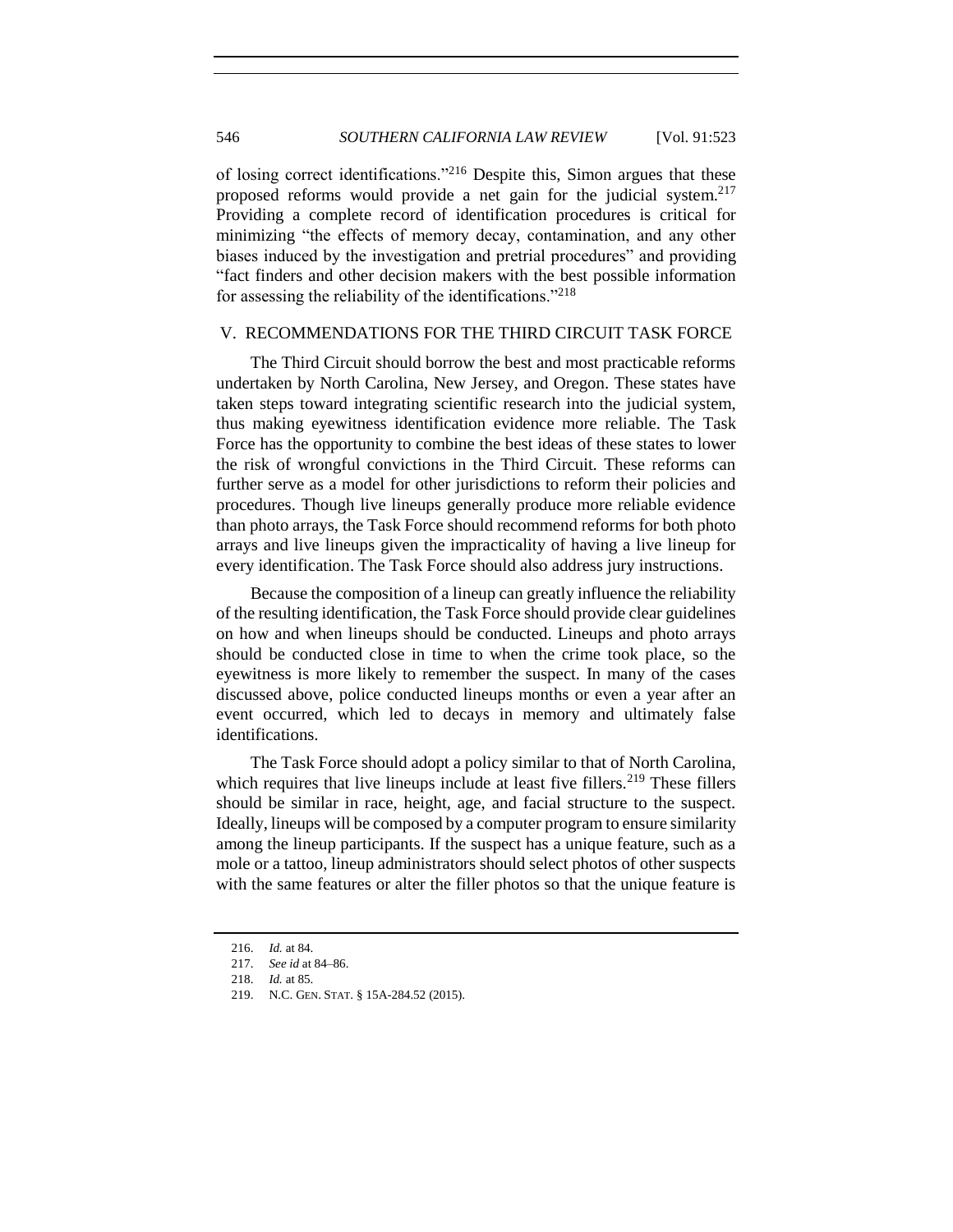of losing correct identifications."[216] Despite this, Simon argues that these proposed reforms would provide a net gain for the judicial system.[217] Providing a complete record of identification procedures is critical for minimizing "the effects of memory decay, contamination, and any other biases induced by the investigation and pretrial procedures" and providing "fact finders and other decision makers with the best possible information for assessing the reliability of the identifications."[218]

## V. RECOMMENDATIONS FOR THE THIRD CIRCUIT TASK FORCE

The Third Circuit should borrow the best and most practicable reforms undertaken by North Carolina, New Jersey, and Oregon. These states have taken steps toward integrating scientific research into the judicial system, thus making eyewitness identification evidence more reliable. The Task Force has the opportunity to combine the best ideas of these states to lower the risk of wrongful convictions in the Third Circuit. These reforms can further serve as a model for other jurisdictions to reform their policies and procedures. Though live lineups generally produce more reliable evidence than photo arrays, the Task Force should recommend reforms for both photo arrays and live lineups given the impracticality of having a live lineup for every identification. The Task Force should also address jury instructions.

Because the composition of a lineup can greatly influence the reliability of the resulting identification, the Task Force should provide clear guidelines on how and when lineups should be conducted. Lineups and photo arrays should be conducted close in time to when the crime took place, so the eyewitness is more likely to remember the suspect. In many of the cases discussed above, police conducted lineups months or even a year after an event occurred, which led to decays in memory and ultimately false identifications.

The Task Force should adopt a policy similar to that of North Carolina, which requires that live lineups include at least five fillers.[219] These fillers should be similar in race, height, age, and facial structure to the suspect. Ideally, lineups will be composed by a computer program to ensure similarity among the lineup participants. If the suspect has a unique feature, such as a mole or a tattoo, lineup administrators should select photos of other suspects with the same features or alter the filler photos so that the unique feature is

---

216. *Id.* at 84.

217. *See id* at 84–86.

218. *Id.* at 85.

219. N.C. GEN. STAT. § 15A-284.52 (2015).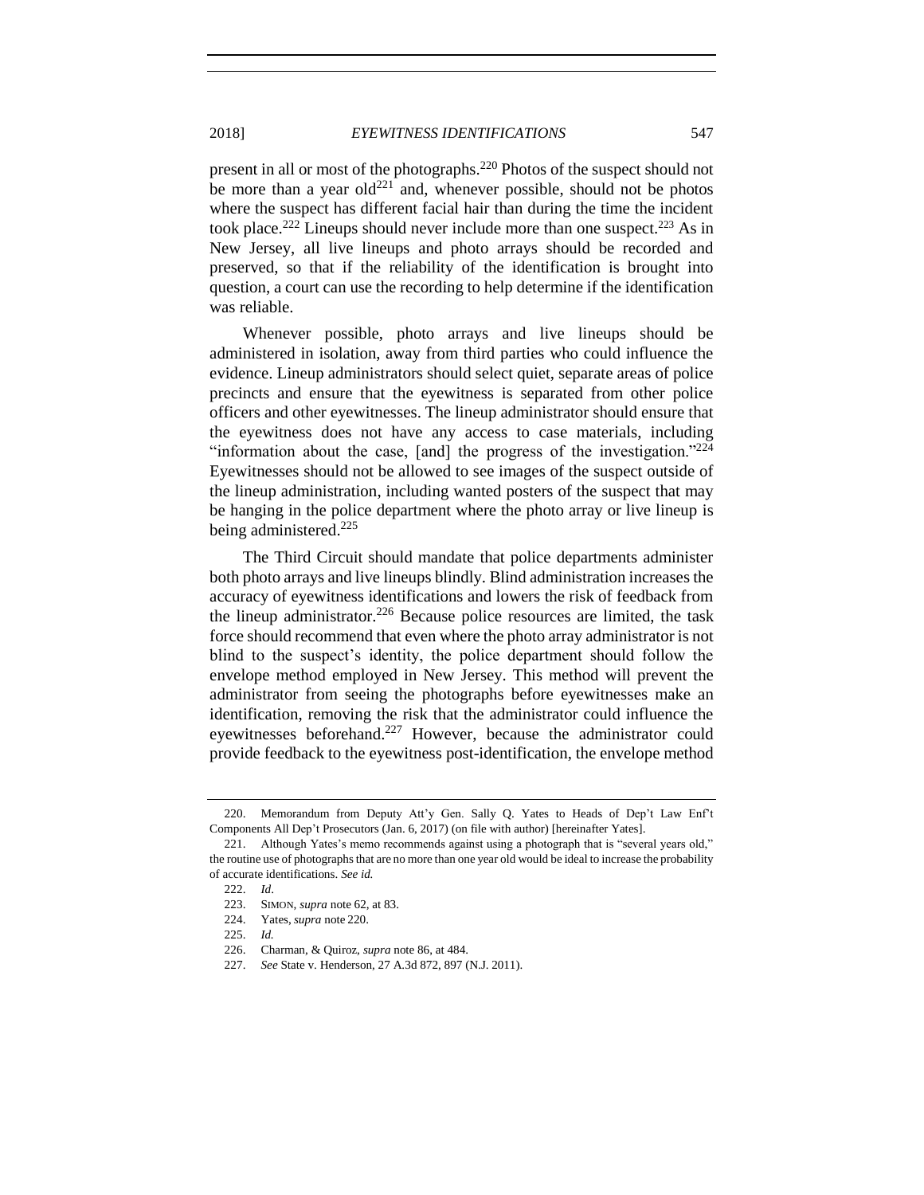present in all or most of the photographs.[220] Photos of the suspect should not be more than a year old[221] and, whenever possible, should not be photos where the suspect has different facial hair than during the time the incident took place.[222] Lineups should never include more than one suspect.[223] As in New Jersey, all live lineups and photo arrays should be recorded and preserved, so that if the reliability of the identification is brought into question, a court can use the recording to help determine if the identification was reliable.

Whenever possible, photo arrays and live lineups should be administered in isolation, away from third parties who could influence the evidence. Lineup administrators should select quiet, separate areas of police precincts and ensure that the eyewitness is separated from other police officers and other eyewitnesses. The lineup administrator should ensure that the eyewitness does not have any access to case materials, including "information about the case, [and] the progress of the investigation."[224] Eyewitnesses should not be allowed to see images of the suspect outside of the lineup administration, including wanted posters of the suspect that may be hanging in the police department where the photo array or live lineup is being administered.[225]

The Third Circuit should mandate that police departments administer both photo arrays and live lineups blindly. Blind administration increases the accuracy of eyewitness identifications and lowers the risk of feedback from the lineup administrator.[226] Because police resources are limited, the task force should recommend that even where the photo array administrator is not blind to the suspect's identity, the police department should follow the envelope method employed in New Jersey. This method will prevent the administrator from seeing the photographs before eyewitnesses make an identification, removing the risk that the administrator could influence the eyewitnesses beforehand.[227] However, because the administrator could provide feedback to the eyewitness post-identification, the envelope method

---

220. Memorandum from Deputy Att'y Gen. Sally Q. Yates to Heads of Dep't Law Enf't Components All Dep't Prosecutors (Jan. 6, 2017) (on file with author) [hereinafter Yates].

221. Although Yates's memo recommends against using a photograph that is "several years old," the routine use of photographs that are no more than one year old would be ideal to increase the probability of accurate identifications. *See id.*

222. *Id*.

223. SIMON, *supra* note 62, at 83.

224. Yates, *supra* note 220.

225. *Id.*

226. Charman, & Quiroz, *supra* note 86, at 484.

227. *See* State v. Henderson, 27 A.3d 872, 897 (N.J. 2011).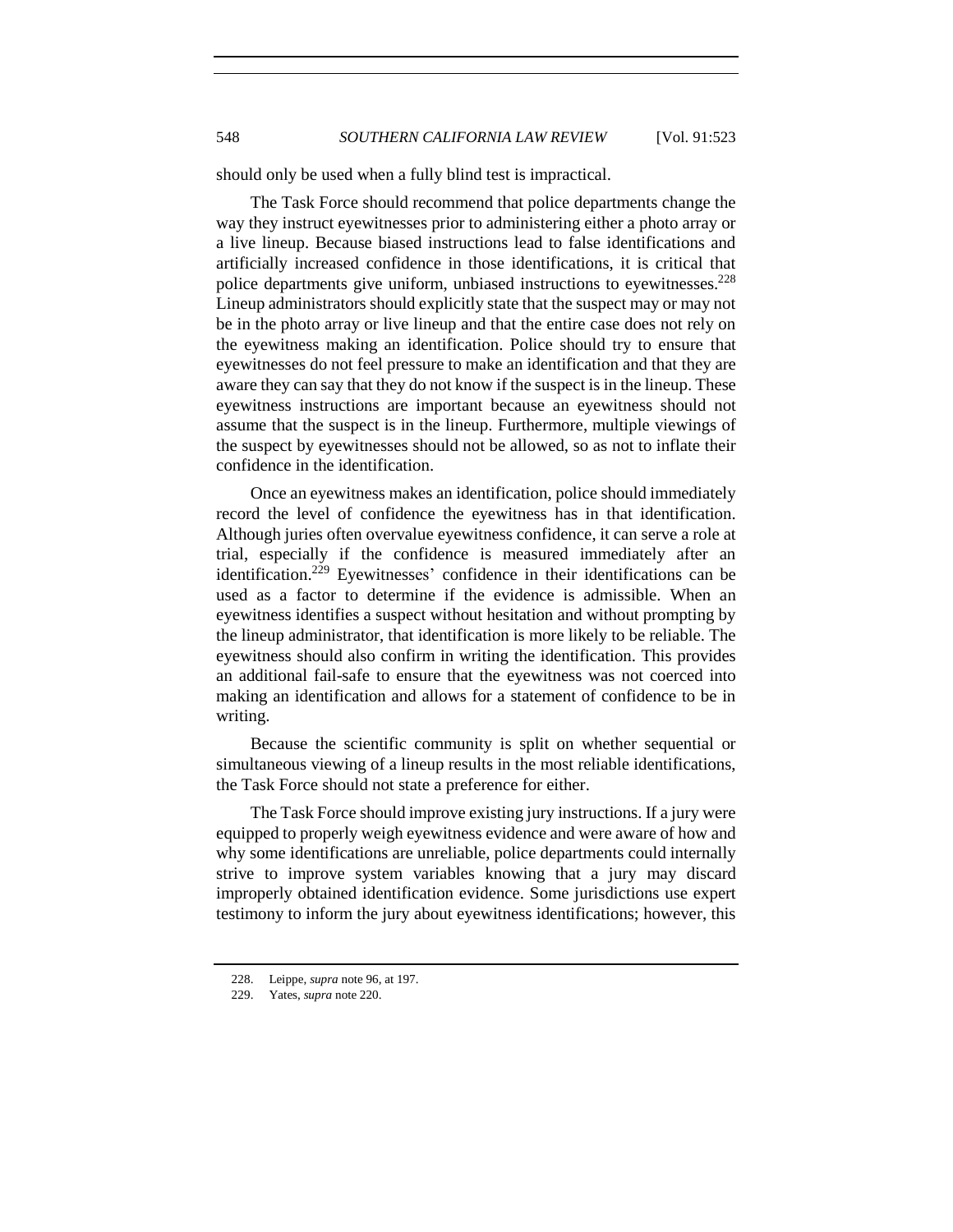should only be used when a fully blind test is impractical.

The Task Force should recommend that police departments change the way they instruct eyewitnesses prior to administering either a photo array or a live lineup. Because biased instructions lead to false identifications and artificially increased confidence in those identifications, it is critical that police departments give uniform, unbiased instructions to eyewitnesses.[228] Lineup administrators should explicitly state that the suspect may or may not be in the photo array or live lineup and that the entire case does not rely on the eyewitness making an identification. Police should try to ensure that eyewitnesses do not feel pressure to make an identification and that they are aware they can say that they do not know if the suspect is in the lineup. These eyewitness instructions are important because an eyewitness should not assume that the suspect is in the lineup. Furthermore, multiple viewings of the suspect by eyewitnesses should not be allowed, so as not to inflate their confidence in the identification.

Once an eyewitness makes an identification, police should immediately record the level of confidence the eyewitness has in that identification. Although juries often overvalue eyewitness confidence, it can serve a role at trial, especially if the confidence is measured immediately after an identification.[229] Eyewitnesses' confidence in their identifications can be used as a factor to determine if the evidence is admissible. When an eyewitness identifies a suspect without hesitation and without prompting by the lineup administrator, that identification is more likely to be reliable. The eyewitness should also confirm in writing the identification. This provides an additional fail-safe to ensure that the eyewitness was not coerced into making an identification and allows for a statement of confidence to be in writing.

Because the scientific community is split on whether sequential or simultaneous viewing of a lineup results in the most reliable identifications, the Task Force should not state a preference for either.

The Task Force should improve existing jury instructions. If a jury were equipped to properly weigh eyewitness evidence and were aware of how and why some identifications are unreliable, police departments could internally strive to improve system variables knowing that a jury may discard improperly obtained identification evidence. Some jurisdictions use expert testimony to inform the jury about eyewitness identifications; however, this

228. Leippe, *supra* note 96, at 197.

229. Yates, *supra* note 220.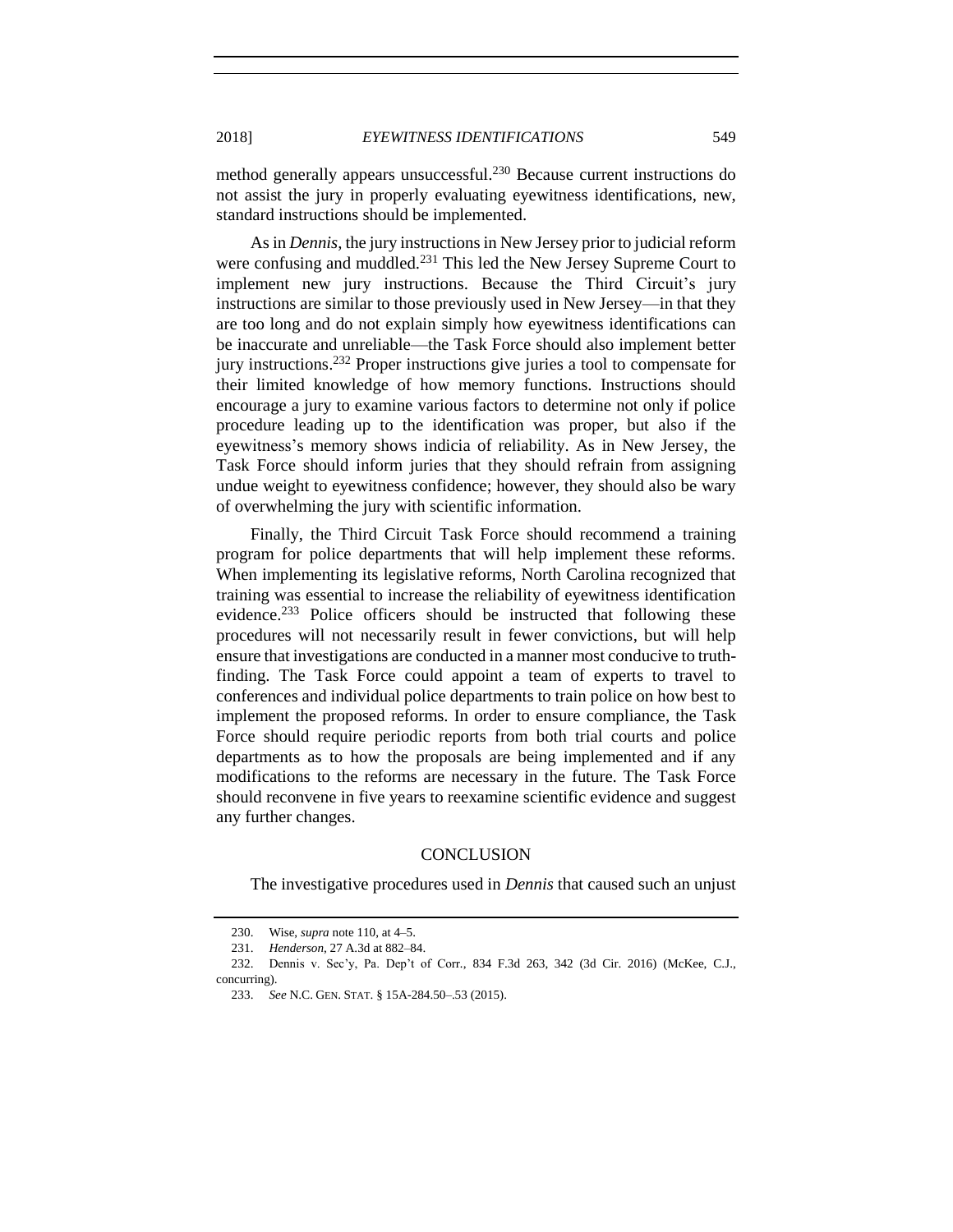method generally appears unsuccessful.[230] Because current instructions do not assist the jury in properly evaluating eyewitness identifications, new, standard instructions should be implemented.

As in *Dennis*, the jury instructions in New Jersey prior to judicial reform were confusing and muddled.[231] This led the New Jersey Supreme Court to implement new jury instructions. Because the Third Circuit's jury instructions are similar to those previously used in New Jersey—in that they are too long and do not explain simply how eyewitness identifications can be inaccurate and unreliable—the Task Force should also implement better jury instructions.[232] Proper instructions give juries a tool to compensate for their limited knowledge of how memory functions. Instructions should encourage a jury to examine various factors to determine not only if police procedure leading up to the identification was proper, but also if the eyewitness's memory shows indicia of reliability. As in New Jersey, the Task Force should inform juries that they should refrain from assigning undue weight to eyewitness confidence; however, they should also be wary of overwhelming the jury with scientific information.

Finally, the Third Circuit Task Force should recommend a training program for police departments that will help implement these reforms. When implementing its legislative reforms, North Carolina recognized that training was essential to increase the reliability of eyewitness identification evidence.[233] Police officers should be instructed that following these procedures will not necessarily result in fewer convictions, but will help ensure that investigations are conducted in a manner most conducive to truth-finding. The Task Force could appoint a team of experts to travel to conferences and individual police departments to train police on how best to implement the proposed reforms. In order to ensure compliance, the Task Force should require periodic reports from both trial courts and police departments as to how the proposals are being implemented and if any modifications to the reforms are necessary in the future. The Task Force should reconvene in five years to reexamine scientific evidence and suggest any further changes.

## CONCLUSION

The investigative procedures used in *Dennis* that caused such an unjust

---

230. Wise, *supra* note 110, at 4–5.

231. *Henderson*, 27 A.3d at 882–84.

232. Dennis v. Sec'y, Pa. Dep't of Corr., 834 F.3d 263, 342 (3d Cir. 2016) (McKee, C.J., concurring).

233. *See* N.C. GEN. STAT. § 15A-284.50–.53 (2015).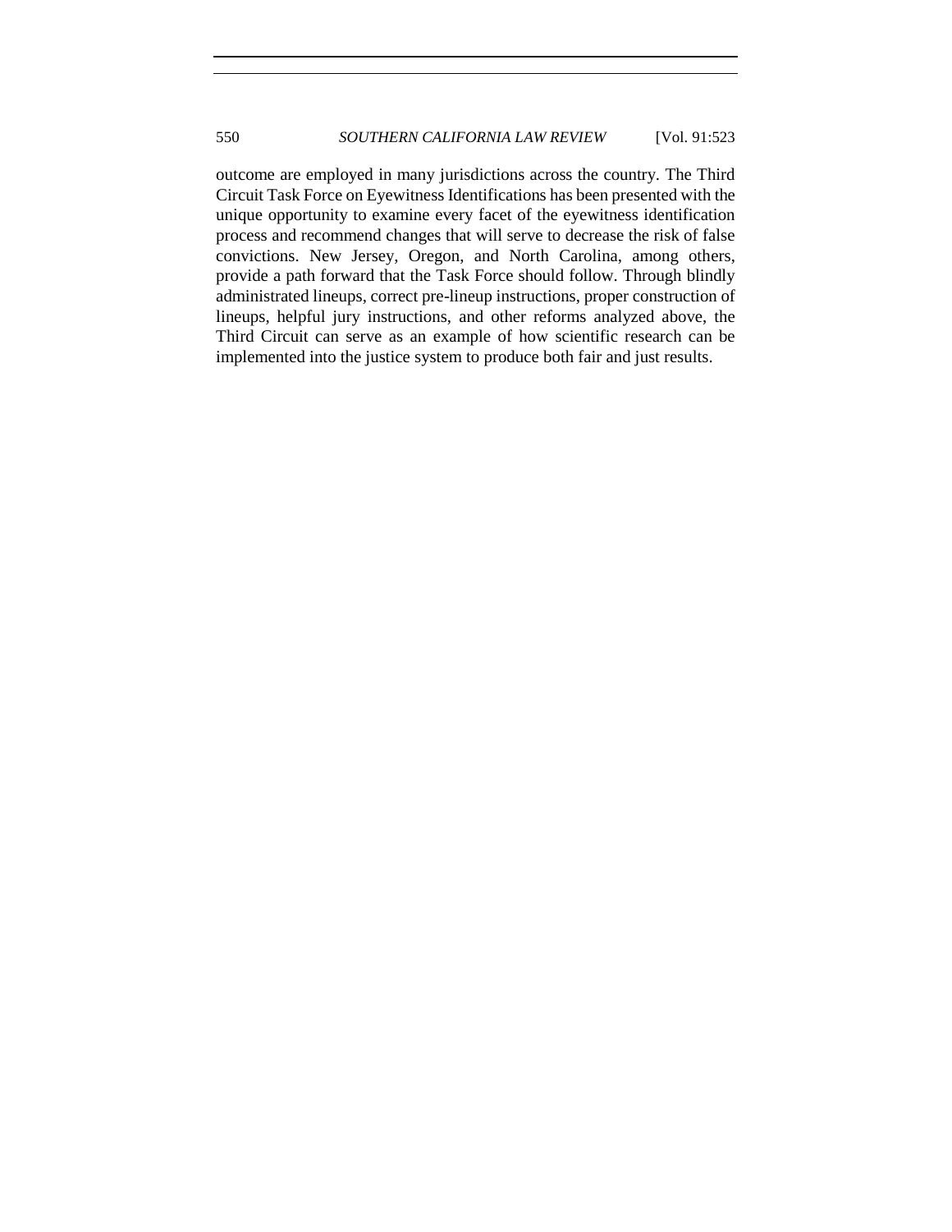outcome are employed in many jurisdictions across the country. The Third Circuit Task Force on Eyewitness Identifications has been presented with the unique opportunity to examine every facet of the eyewitness identification process and recommend changes that will serve to decrease the risk of false convictions. New Jersey, Oregon, and North Carolina, among others, provide a path forward that the Task Force should follow. Through blindly administrated lineups, correct pre-lineup instructions, proper construction of lineups, helpful jury instructions, and other reforms analyzed above, the Third Circuit can serve as an example of how scientific research can be implemented into the justice system to produce both fair and just results.